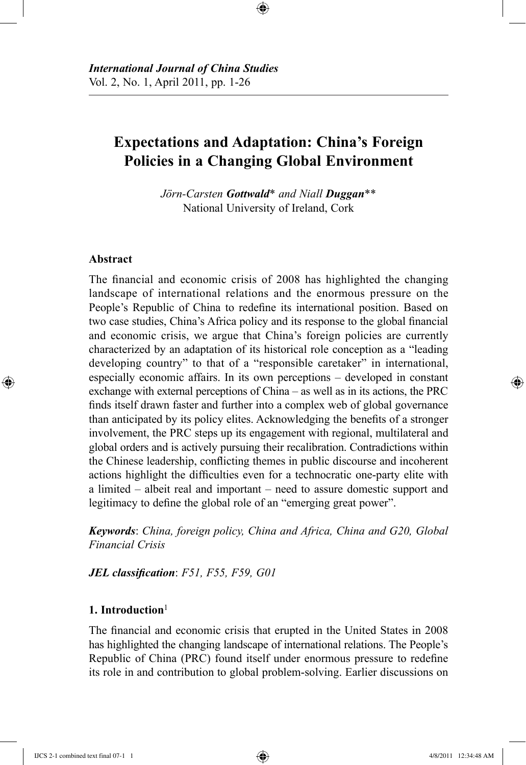*International Journal of China Studies*
Vol. 2, No. 1, April 2011, pp. 1-26

# Expectations and Adaptation: China's Foreign Policies in a Changing Global Environment

*Jörn-Carsten **Gottwald*** * *and Niall **Duggan*** **
National University of Ireland, Cork

## Abstract

The financial and economic crisis of 2008 has highlighted the changing landscape of international relations and the enormous pressure on the People's Republic of China to redefine its international position. Based on two case studies, China's Africa policy and its response to the global financial and economic crisis, we argue that China's foreign policies are currently characterized by an adaptation of its historical role conception as a "leading developing country" to that of a "responsible caretaker" in international, especially economic affairs. In its own perceptions – developed in constant exchange with external perceptions of China – as well as in its actions, the PRC finds itself drawn faster and further into a complex web of global governance than anticipated by its policy elites. Acknowledging the benefits of a stronger involvement, the PRC steps up its engagement with regional, multilateral and global orders and is actively pursuing their recalibration. Contradictions within the Chinese leadership, conflicting themes in public discourse and incoherent actions highlight the difficulties even for a technocratic one-party elite with a limited – albeit real and important – need to assure domestic support and legitimacy to define the global role of an "emerging great power".

***Keywords***: *China, foreign policy, China and Africa, China and G20, Global Financial Crisis*

***JEL classification***: *F51, F55, F59, G01*

## 1. Introduction[1]

The financial and economic crisis that erupted in the United States in 2008 has highlighted the changing landscape of international relations. The People's Republic of China (PRC) found itself under enormous pressure to redefine its role in and contribution to global problem-solving. Earlier discussions on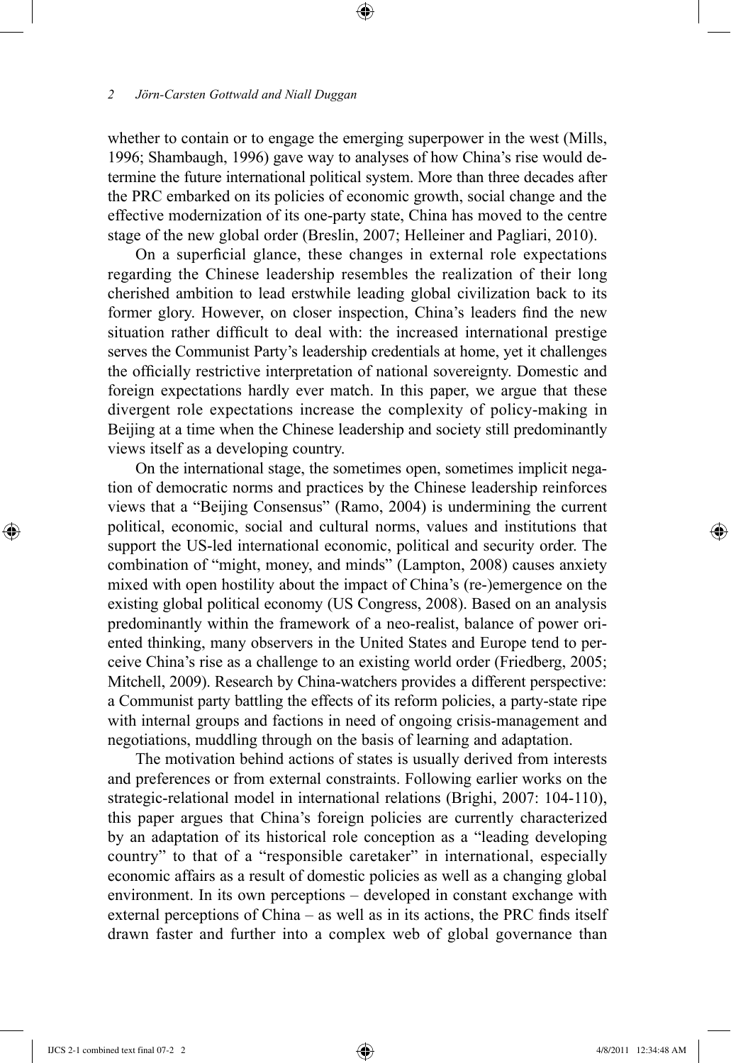whether to contain or to engage the emerging superpower in the west (Mills, 1996; Shambaugh, 1996) gave way to analyses of how China's rise would determine the future international political system. More than three decades after the PRC embarked on its policies of economic growth, social change and the effective modernization of its one-party state, China has moved to the centre stage of the new global order (Breslin, 2007; Helleiner and Pagliari, 2010).

On a superficial glance, these changes in external role expectations regarding the Chinese leadership resembles the realization of their long cherished ambition to lead erstwhile leading global civilization back to its former glory. However, on closer inspection, China's leaders find the new situation rather difficult to deal with: the increased international prestige serves the Communist Party's leadership credentials at home, yet it challenges the officially restrictive interpretation of national sovereignty. Domestic and foreign expectations hardly ever match. In this paper, we argue that these divergent role expectations increase the complexity of policy-making in Beijing at a time when the Chinese leadership and society still predominantly views itself as a developing country.

On the international stage, the sometimes open, sometimes implicit negation of democratic norms and practices by the Chinese leadership reinforces views that a "Beijing Consensus" (Ramo, 2004) is undermining the current political, economic, social and cultural norms, values and institutions that support the US-led international economic, political and security order. The combination of "might, money, and minds" (Lampton, 2008) causes anxiety mixed with open hostility about the impact of China's (re-)emergence on the existing global political economy (US Congress, 2008). Based on an analysis predominantly within the framework of a neo-realist, balance of power oriented thinking, many observers in the United States and Europe tend to perceive China's rise as a challenge to an existing world order (Friedberg, 2005; Mitchell, 2009). Research by China-watchers provides a different perspective: a Communist party battling the effects of its reform policies, a party-state ripe with internal groups and factions in need of ongoing crisis-management and negotiations, muddling through on the basis of learning and adaptation.

The motivation behind actions of states is usually derived from interests and preferences or from external constraints. Following earlier works on the strategic-relational model in international relations (Brighi, 2007: 104-110), this paper argues that China's foreign policies are currently characterized by an adaptation of its historical role conception as a "leading developing country" to that of a "responsible caretaker" in international, especially economic affairs as a result of domestic policies as well as a changing global environment. In its own perceptions – developed in constant exchange with external perceptions of China – as well as in its actions, the PRC finds itself drawn faster and further into a complex web of global governance than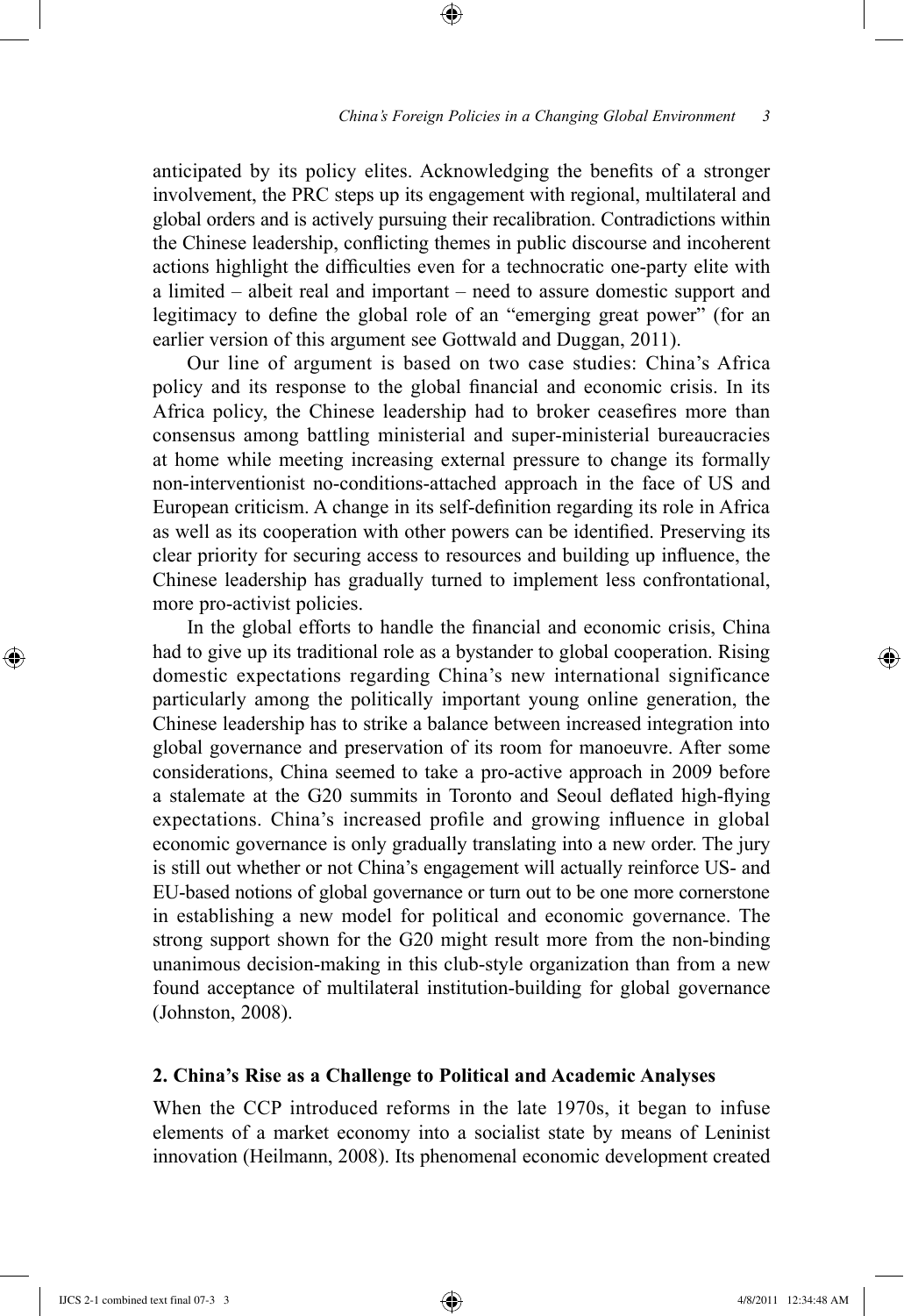anticipated by its policy elites. Acknowledging the benefits of a stronger involvement, the PRC steps up its engagement with regional, multilateral and global orders and is actively pursuing their recalibration. Contradictions within the Chinese leadership, conflicting themes in public discourse and incoherent actions highlight the difficulties even for a technocratic one-party elite with a limited – albeit real and important – need to assure domestic support and legitimacy to define the global role of an "emerging great power" (for an earlier version of this argument see Gottwald and Duggan, 2011).

Our line of argument is based on two case studies: China's Africa policy and its response to the global financial and economic crisis. In its Africa policy, the Chinese leadership had to broker ceasefires more than consensus among battling ministerial and super-ministerial bureaucracies at home while meeting increasing external pressure to change its formally non-interventionist no-conditions-attached approach in the face of US and European criticism. A change in its self-definition regarding its role in Africa as well as its cooperation with other powers can be identified. Preserving its clear priority for securing access to resources and building up influence, the Chinese leadership has gradually turned to implement less confrontational, more pro-activist policies.

In the global efforts to handle the financial and economic crisis, China had to give up its traditional role as a bystander to global cooperation. Rising domestic expectations regarding China's new international significance particularly among the politically important young online generation, the Chinese leadership has to strike a balance between increased integration into global governance and preservation of its room for manoeuvre. After some considerations, China seemed to take a pro-active approach in 2009 before a stalemate at the G20 summits in Toronto and Seoul deflated high-flying expectations. China's increased profile and growing influence in global economic governance is only gradually translating into a new order. The jury is still out whether or not China's engagement will actually reinforce US- and EU-based notions of global governance or turn out to be one more cornerstone in establishing a new model for political and economic governance. The strong support shown for the G20 might result more from the non-binding unanimous decision-making in this club-style organization than from a new found acceptance of multilateral institution-building for global governance (Johnston, 2008).

## 2. China's Rise as a Challenge to Political and Academic Analyses

When the CCP introduced reforms in the late 1970s, it began to infuse elements of a market economy into a socialist state by means of Leninist innovation (Heilmann, 2008). Its phenomenal economic development created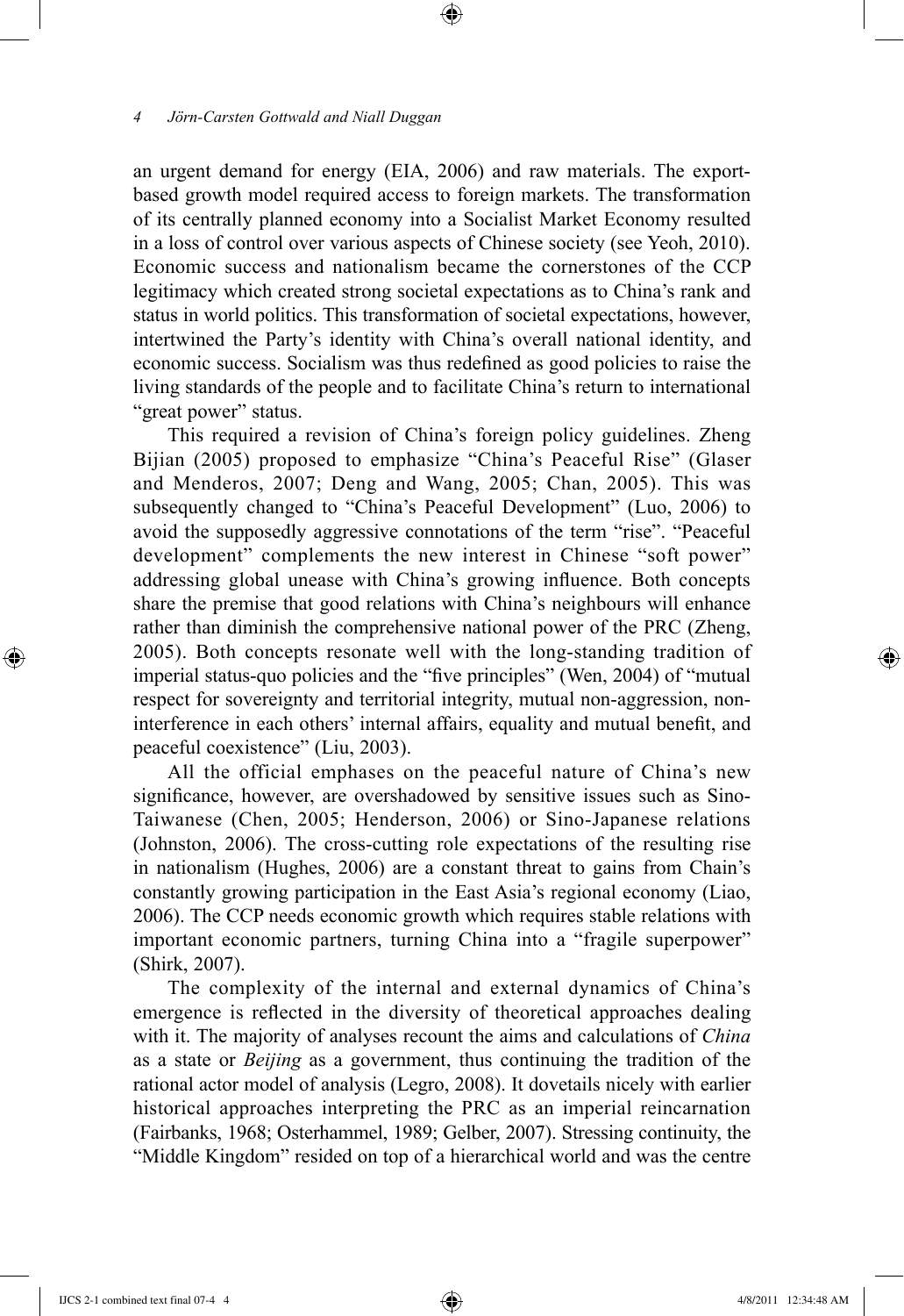an urgent demand for energy (EIA, 2006) and raw materials. The export-based growth model required access to foreign markets. The transformation of its centrally planned economy into a Socialist Market Economy resulted in a loss of control over various aspects of Chinese society (see Yeoh, 2010). Economic success and nationalism became the cornerstones of the CCP legitimacy which created strong societal expectations as to China's rank and status in world politics. This transformation of societal expectations, however, intertwined the Party's identity with China's overall national identity, and economic success. Socialism was thus redefined as good policies to raise the living standards of the people and to facilitate China's return to international "great power" status.

This required a revision of China's foreign policy guidelines. Zheng Bijian (2005) proposed to emphasize "China's Peaceful Rise" (Glaser and Menderos, 2007; Deng and Wang, 2005; Chan, 2005). This was subsequently changed to "China's Peaceful Development" (Luo, 2006) to avoid the supposedly aggressive connotations of the term "rise". "Peaceful development" complements the new interest in Chinese "soft power" addressing global unease with China's growing influence. Both concepts share the premise that good relations with China's neighbours will enhance rather than diminish the comprehensive national power of the PRC (Zheng, 2005). Both concepts resonate well with the long-standing tradition of imperial status-quo policies and the "five principles" (Wen, 2004) of "mutual respect for sovereignty and territorial integrity, mutual non-aggression, non-interference in each others' internal affairs, equality and mutual benefit, and peaceful coexistence" (Liu, 2003).

All the official emphases on the peaceful nature of China's new significance, however, are overshadowed by sensitive issues such as Sino-Taiwanese (Chen, 2005; Henderson, 2006) or Sino-Japanese relations (Johnston, 2006). The cross-cutting role expectations of the resulting rise in nationalism (Hughes, 2006) are a constant threat to gains from Chain's constantly growing participation in the East Asia's regional economy (Liao, 2006). The CCP needs economic growth which requires stable relations with important economic partners, turning China into a "fragile superpower" (Shirk, 2007).

The complexity of the internal and external dynamics of China's emergence is reflected in the diversity of theoretical approaches dealing with it. The majority of analyses recount the aims and calculations of *China* as a state or *Beijing* as a government, thus continuing the tradition of the rational actor model of analysis (Legro, 2008). It dovetails nicely with earlier historical approaches interpreting the PRC as an imperial reincarnation (Fairbanks, 1968; Osterhammel, 1989; Gelber, 2007). Stressing continuity, the "Middle Kingdom" resided on top of a hierarchical world and was the centre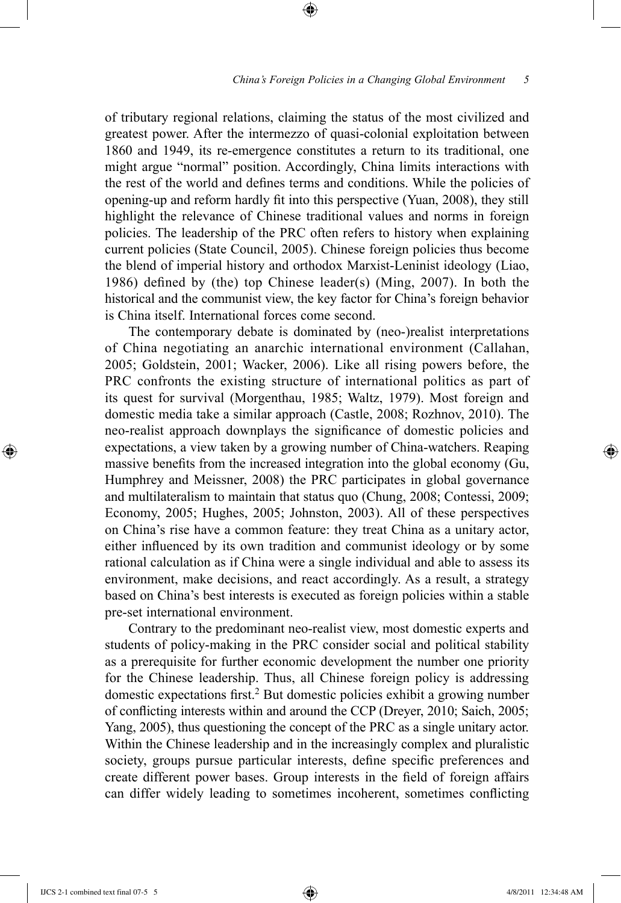of tributary regional relations, claiming the status of the most civilized and greatest power. After the intermezzo of quasi-colonial exploitation between 1860 and 1949, its re-emergence constitutes a return to its traditional, one might argue "normal" position. Accordingly, China limits interactions with the rest of the world and defines terms and conditions. While the policies of opening-up and reform hardly fit into this perspective (Yuan, 2008), they still highlight the relevance of Chinese traditional values and norms in foreign policies. The leadership of the PRC often refers to history when explaining current policies (State Council, 2005). Chinese foreign policies thus become the blend of imperial history and orthodox Marxist-Leninist ideology (Liao, 1986) defined by (the) top Chinese leader(s) (Ming, 2007). In both the historical and the communist view, the key factor for China's foreign behavior is China itself. International forces come second.

The contemporary debate is dominated by (neo-)realist interpretations of China negotiating an anarchic international environment (Callahan, 2005; Goldstein, 2001; Wacker, 2006). Like all rising powers before, the PRC confronts the existing structure of international politics as part of its quest for survival (Morgenthau, 1985; Waltz, 1979). Most foreign and domestic media take a similar approach (Castle, 2008; Rozhnov, 2010). The neo-realist approach downplays the significance of domestic policies and expectations, a view taken by a growing number of China-watchers. Reaping massive benefits from the increased integration into the global economy (Gu, Humphrey and Meissner, 2008) the PRC participates in global governance and multilateralism to maintain that status quo (Chung, 2008; Contessi, 2009; Economy, 2005; Hughes, 2005; Johnston, 2003). All of these perspectives on China's rise have a common feature: they treat China as a unitary actor, either influenced by its own tradition and communist ideology or by some rational calculation as if China were a single individual and able to assess its environment, make decisions, and react accordingly. As a result, a strategy based on China's best interests is executed as foreign policies within a stable pre-set international environment.

Contrary to the predominant neo-realist view, most domestic experts and students of policy-making in the PRC consider social and political stability as a prerequisite for further economic development the number one priority for the Chinese leadership. Thus, all Chinese foreign policy is addressing domestic expectations first.[2] But domestic policies exhibit a growing number of conflicting interests within and around the CCP (Dreyer, 2010; Saich, 2005; Yang, 2005), thus questioning the concept of the PRC as a single unitary actor. Within the Chinese leadership and in the increasingly complex and pluralistic society, groups pursue particular interests, define specific preferences and create different power bases. Group interests in the field of foreign affairs can differ widely leading to sometimes incoherent, sometimes conflicting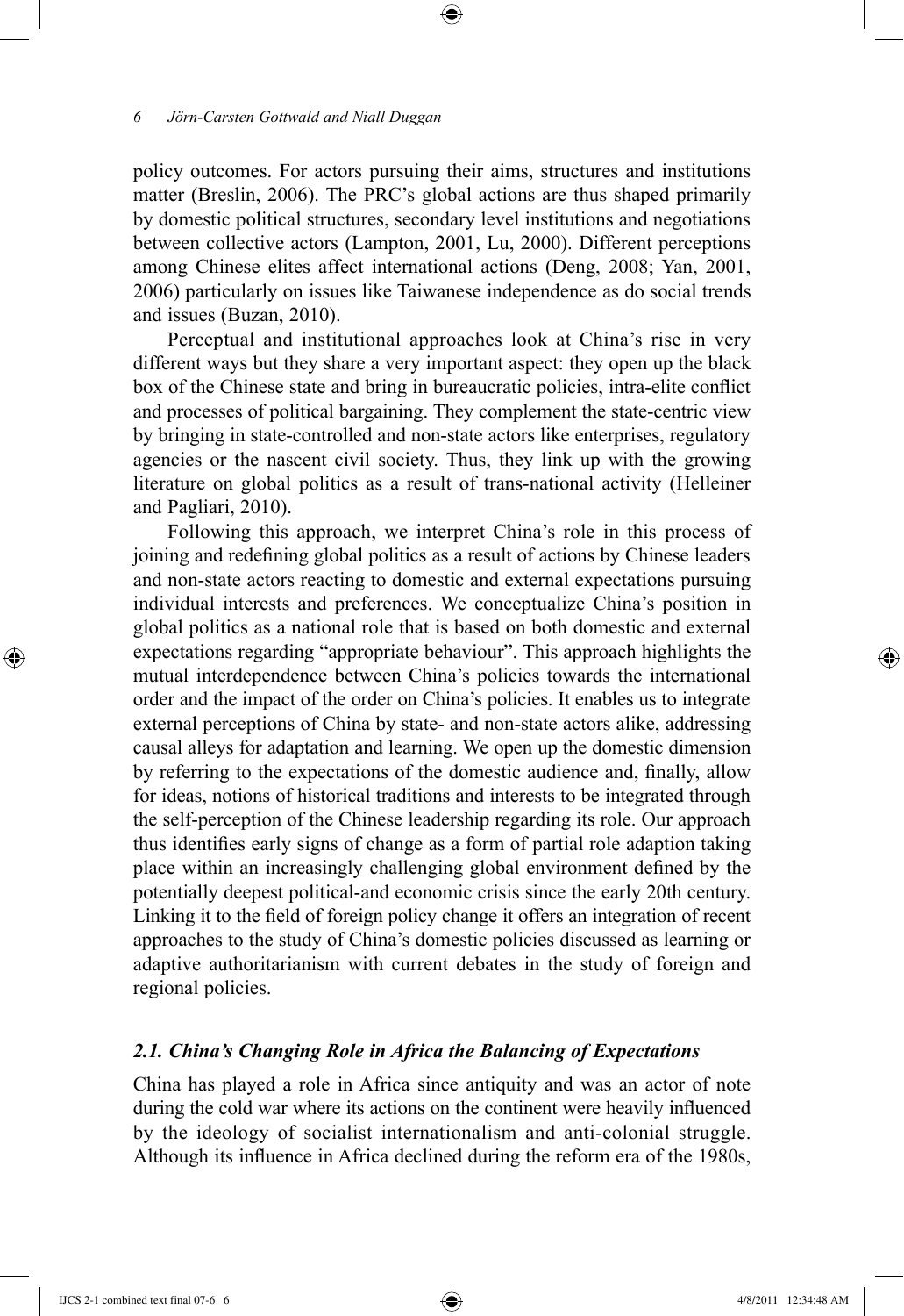policy outcomes. For actors pursuing their aims, structures and institutions matter (Breslin, 2006). The PRC's global actions are thus shaped primarily by domestic political structures, secondary level institutions and negotiations between collective actors (Lampton, 2001, Lu, 2000). Different perceptions among Chinese elites affect international actions (Deng, 2008; Yan, 2001, 2006) particularly on issues like Taiwanese independence as do social trends and issues (Buzan, 2010).

Perceptual and institutional approaches look at China's rise in very different ways but they share a very important aspect: they open up the black box of the Chinese state and bring in bureaucratic policies, intra-elite conflict and processes of political bargaining. They complement the state-centric view by bringing in state-controlled and non-state actors like enterprises, regulatory agencies or the nascent civil society. Thus, they link up with the growing literature on global politics as a result of trans-national activity (Helleiner and Pagliari, 2010).

Following this approach, we interpret China's role in this process of joining and redefining global politics as a result of actions by Chinese leaders and non-state actors reacting to domestic and external expectations pursuing individual interests and preferences. We conceptualize China's position in global politics as a national role that is based on both domestic and external expectations regarding "appropriate behaviour". This approach highlights the mutual interdependence between China's policies towards the international order and the impact of the order on China's policies. It enables us to integrate external perceptions of China by state- and non-state actors alike, addressing causal alleys for adaptation and learning. We open up the domestic dimension by referring to the expectations of the domestic audience and, finally, allow for ideas, notions of historical traditions and interests to be integrated through the self-perception of the Chinese leadership regarding its role. Our approach thus identifies early signs of change as a form of partial role adaption taking place within an increasingly challenging global environment defined by the potentially deepest political-and economic crisis since the early 20th century. Linking it to the field of foreign policy change it offers an integration of recent approaches to the study of China's domestic policies discussed as learning or adaptive authoritarianism with current debates in the study of foreign and regional policies.

### *2.1. China's Changing Role in Africa the Balancing of Expectations*

China has played a role in Africa since antiquity and was an actor of note during the cold war where its actions on the continent were heavily influenced by the ideology of socialist internationalism and anti-colonial struggle. Although its influence in Africa declined during the reform era of the 1980s,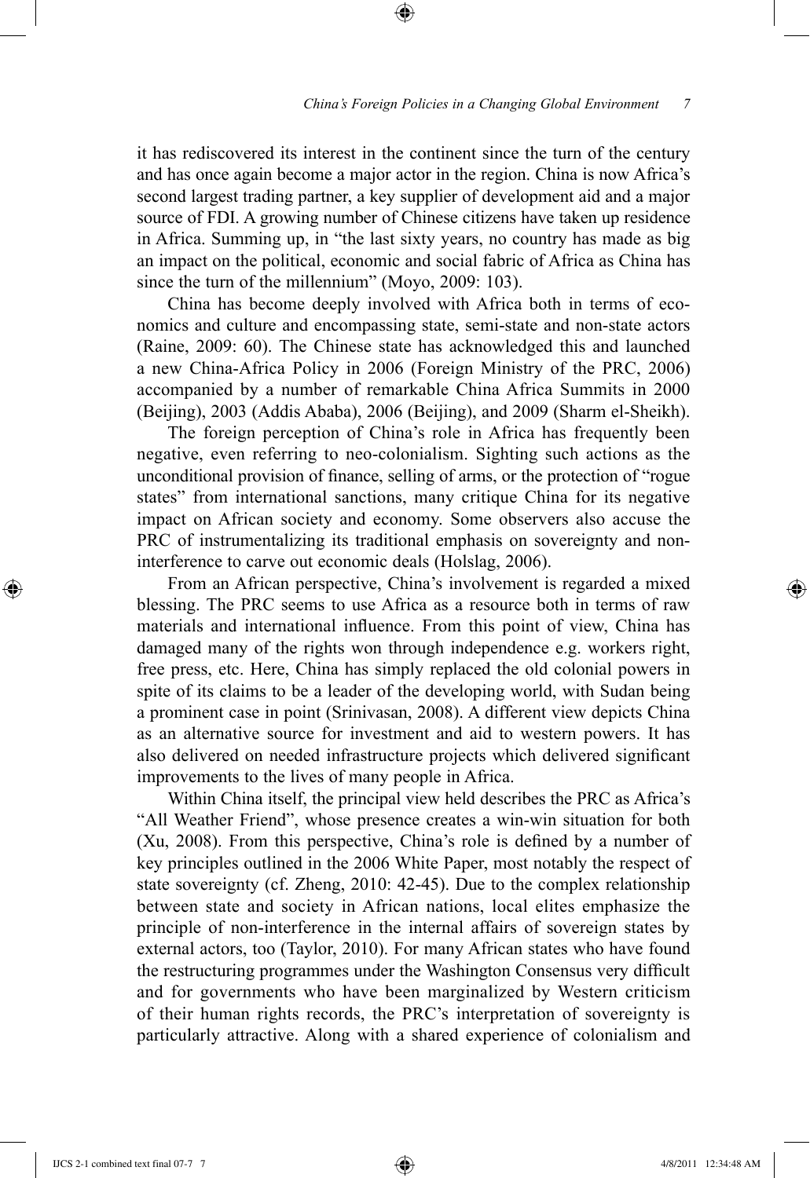it has rediscovered its interest in the continent since the turn of the century and has once again become a major actor in the region. China is now Africa's second largest trading partner, a key supplier of development aid and a major source of FDI. A growing number of Chinese citizens have taken up residence in Africa. Summing up, in "the last sixty years, no country has made as big an impact on the political, economic and social fabric of Africa as China has since the turn of the millennium" (Moyo, 2009: 103).

China has become deeply involved with Africa both in terms of economics and culture and encompassing state, semi-state and non-state actors (Raine, 2009: 60). The Chinese state has acknowledged this and launched a new China-Africa Policy in 2006 (Foreign Ministry of the PRC, 2006) accompanied by a number of remarkable China Africa Summits in 2000 (Beijing), 2003 (Addis Ababa), 2006 (Beijing), and 2009 (Sharm el-Sheikh).

The foreign perception of China's role in Africa has frequently been negative, even referring to neo-colonialism. Sighting such actions as the unconditional provision of finance, selling of arms, or the protection of "rogue states" from international sanctions, many critique China for its negative impact on African society and economy. Some observers also accuse the PRC of instrumentalizing its traditional emphasis on sovereignty and non-interference to carve out economic deals (Holslag, 2006).

From an African perspective, China's involvement is regarded a mixed blessing. The PRC seems to use Africa as a resource both in terms of raw materials and international influence. From this point of view, China has damaged many of the rights won through independence e.g. workers right, free press, etc. Here, China has simply replaced the old colonial powers in spite of its claims to be a leader of the developing world, with Sudan being a prominent case in point (Srinivasan, 2008). A different view depicts China as an alternative source for investment and aid to western powers. It has also delivered on needed infrastructure projects which delivered significant improvements to the lives of many people in Africa.

Within China itself, the principal view held describes the PRC as Africa's "All Weather Friend", whose presence creates a win-win situation for both (Xu, 2008). From this perspective, China's role is defined by a number of key principles outlined in the 2006 White Paper, most notably the respect of state sovereignty (cf. Zheng, 2010: 42-45). Due to the complex relationship between state and society in African nations, local elites emphasize the principle of non-interference in the internal affairs of sovereign states by external actors, too (Taylor, 2010). For many African states who have found the restructuring programmes under the Washington Consensus very difficult and for governments who have been marginalized by Western criticism of their human rights records, the PRC's interpretation of sovereignty is particularly attractive. Along with a shared experience of colonialism and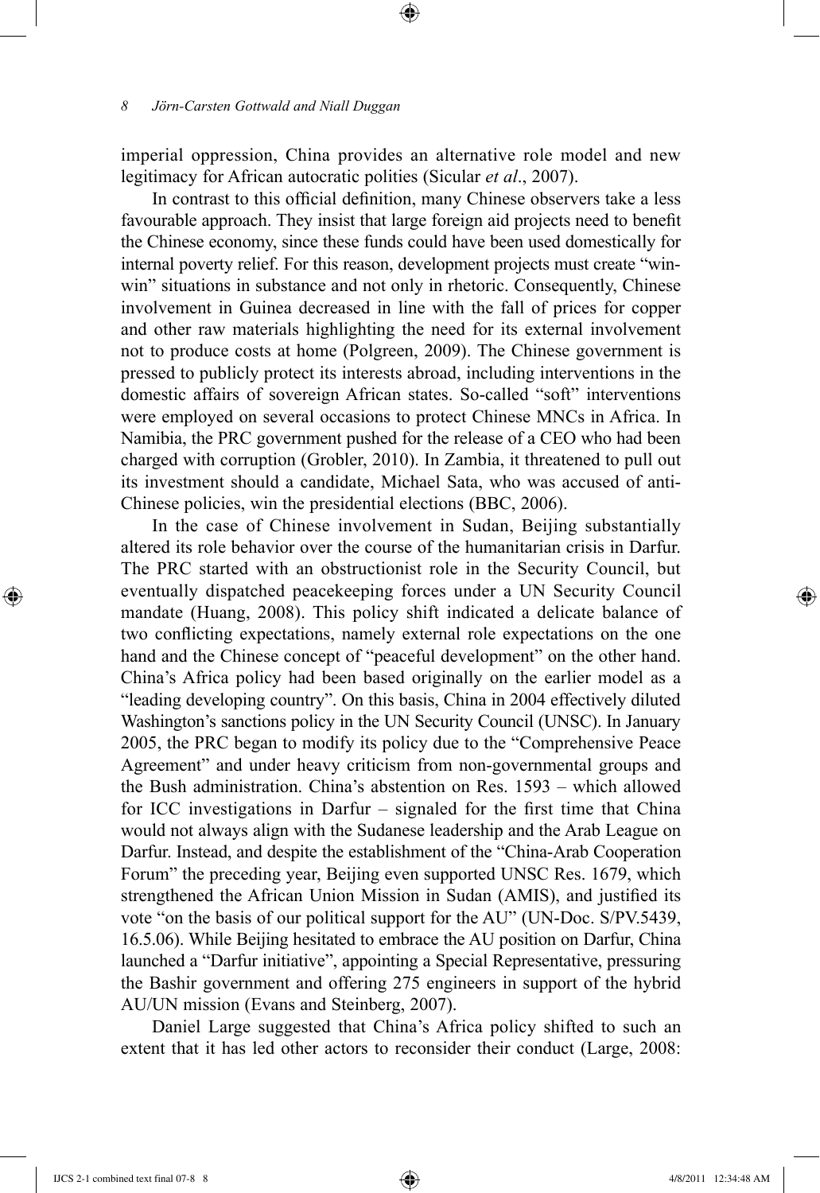imperial oppression, China provides an alternative role model and new legitimacy for African autocratic polities (Sicular *et al*., 2007).

In contrast to this official definition, many Chinese observers take a less favourable approach. They insist that large foreign aid projects need to benefit the Chinese economy, since these funds could have been used domestically for internal poverty relief. For this reason, development projects must create "win-win" situations in substance and not only in rhetoric. Consequently, Chinese involvement in Guinea decreased in line with the fall of prices for copper and other raw materials highlighting the need for its external involvement not to produce costs at home (Polgreen, 2009). The Chinese government is pressed to publicly protect its interests abroad, including interventions in the domestic affairs of sovereign African states. So-called "soft" interventions were employed on several occasions to protect Chinese MNCs in Africa. In Namibia, the PRC government pushed for the release of a CEO who had been charged with corruption (Grobler, 2010). In Zambia, it threatened to pull out its investment should a candidate, Michael Sata, who was accused of anti-Chinese policies, win the presidential elections (BBC, 2006).

In the case of Chinese involvement in Sudan, Beijing substantially altered its role behavior over the course of the humanitarian crisis in Darfur. The PRC started with an obstructionist role in the Security Council, but eventually dispatched peacekeeping forces under a UN Security Council mandate (Huang, 2008). This policy shift indicated a delicate balance of two conflicting expectations, namely external role expectations on the one hand and the Chinese concept of "peaceful development" on the other hand. China's Africa policy had been based originally on the earlier model as a "leading developing country". On this basis, China in 2004 effectively diluted Washington's sanctions policy in the UN Security Council (UNSC). In January 2005, the PRC began to modify its policy due to the "Comprehensive Peace Agreement" and under heavy criticism from non-governmental groups and the Bush administration. China's abstention on Res. 1593 – which allowed for ICC investigations in Darfur – signaled for the first time that China would not always align with the Sudanese leadership and the Arab League on Darfur. Instead, and despite the establishment of the "China-Arab Cooperation Forum" the preceding year, Beijing even supported UNSC Res. 1679, which strengthened the African Union Mission in Sudan (AMIS), and justified its vote "on the basis of our political support for the AU" (UN-Doc. S/PV.5439, 16.5.06). While Beijing hesitated to embrace the AU position on Darfur, China launched a "Darfur initiative", appointing a Special Representative, pressuring the Bashir government and offering 275 engineers in support of the hybrid AU/UN mission (Evans and Steinberg, 2007).

Daniel Large suggested that China's Africa policy shifted to such an extent that it has led other actors to reconsider their conduct (Large, 2008: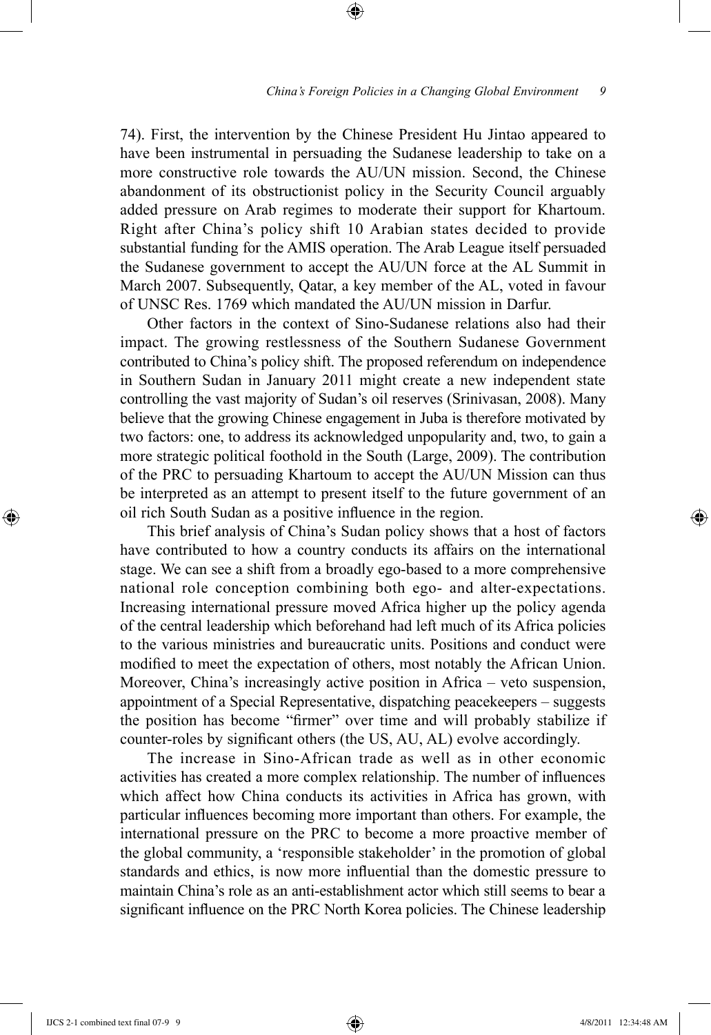74). First, the intervention by the Chinese President Hu Jintao appeared to have been instrumental in persuading the Sudanese leadership to take on a more constructive role towards the AU/UN mission. Second, the Chinese abandonment of its obstructionist policy in the Security Council arguably added pressure on Arab regimes to moderate their support for Khartoum. Right after China's policy shift 10 Arabian states decided to provide substantial funding for the AMIS operation. The Arab League itself persuaded the Sudanese government to accept the AU/UN force at the AL Summit in March 2007. Subsequently, Qatar, a key member of the AL, voted in favour of UNSC Res. 1769 which mandated the AU/UN mission in Darfur.

Other factors in the context of Sino-Sudanese relations also had their impact. The growing restlessness of the Southern Sudanese Government contributed to China's policy shift. The proposed referendum on independence in Southern Sudan in January 2011 might create a new independent state controlling the vast majority of Sudan's oil reserves (Srinivasan, 2008). Many believe that the growing Chinese engagement in Juba is therefore motivated by two factors: one, to address its acknowledged unpopularity and, two, to gain a more strategic political foothold in the South (Large, 2009). The contribution of the PRC to persuading Khartoum to accept the AU/UN Mission can thus be interpreted as an attempt to present itself to the future government of an oil rich South Sudan as a positive influence in the region.

This brief analysis of China's Sudan policy shows that a host of factors have contributed to how a country conducts its affairs on the international stage. We can see a shift from a broadly ego-based to a more comprehensive national role conception combining both ego- and alter-expectations. Increasing international pressure moved Africa higher up the policy agenda of the central leadership which beforehand had left much of its Africa policies to the various ministries and bureaucratic units. Positions and conduct were modified to meet the expectation of others, most notably the African Union. Moreover, China's increasingly active position in Africa – veto suspension, appointment of a Special Representative, dispatching peacekeepers – suggests the position has become "firmer" over time and will probably stabilize if counter-roles by significant others (the US, AU, AL) evolve accordingly.

The increase in Sino-African trade as well as in other economic activities has created a more complex relationship. The number of influences which affect how China conducts its activities in Africa has grown, with particular influences becoming more important than others. For example, the international pressure on the PRC to become a more proactive member of the global community, a 'responsible stakeholder' in the promotion of global standards and ethics, is now more influential than the domestic pressure to maintain China's role as an anti-establishment actor which still seems to bear a significant influence on the PRC North Korea policies. The Chinese leadership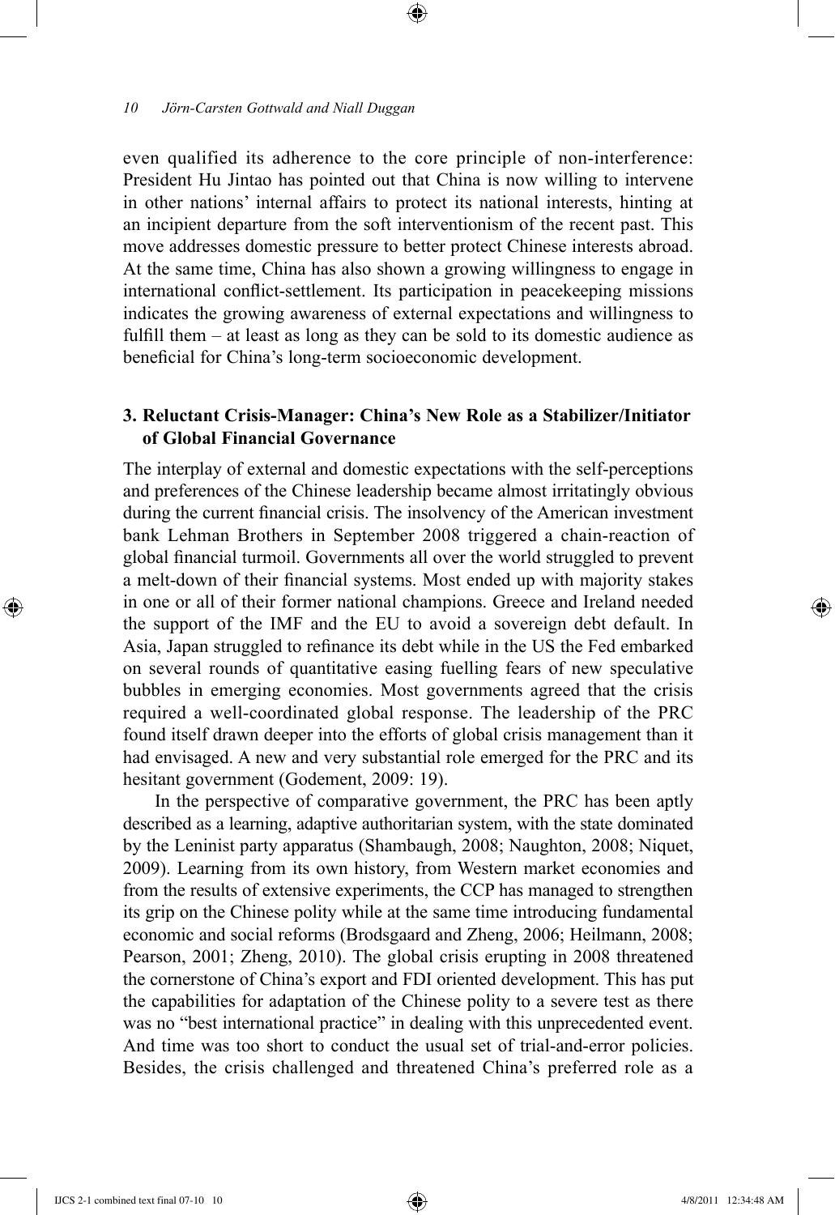even qualified its adherence to the core principle of non-interference: President Hu Jintao has pointed out that China is now willing to intervene in other nations' internal affairs to protect its national interests, hinting at an incipient departure from the soft interventionism of the recent past. This move addresses domestic pressure to better protect Chinese interests abroad. At the same time, China has also shown a growing willingness to engage in international conflict-settlement. Its participation in peacekeeping missions indicates the growing awareness of external expectations and willingness to fulfill them – at least as long as they can be sold to its domestic audience as beneficial for China's long-term socioeconomic development.

## 3. Reluctant Crisis-Manager: China's New Role as a Stabilizer/Initiator of Global Financial Governance

The interplay of external and domestic expectations with the self-perceptions and preferences of the Chinese leadership became almost irritatingly obvious during the current financial crisis. The insolvency of the American investment bank Lehman Brothers in September 2008 triggered a chain-reaction of global financial turmoil. Governments all over the world struggled to prevent a melt-down of their financial systems. Most ended up with majority stakes in one or all of their former national champions. Greece and Ireland needed the support of the IMF and the EU to avoid a sovereign debt default. In Asia, Japan struggled to refinance its debt while in the US the Fed embarked on several rounds of quantitative easing fuelling fears of new speculative bubbles in emerging economies. Most governments agreed that the crisis required a well-coordinated global response. The leadership of the PRC found itself drawn deeper into the efforts of global crisis management than it had envisaged. A new and very substantial role emerged for the PRC and its hesitant government (Godement, 2009: 19).

In the perspective of comparative government, the PRC has been aptly described as a learning, adaptive authoritarian system, with the state dominated by the Leninist party apparatus (Shambaugh, 2008; Naughton, 2008; Niquet, 2009). Learning from its own history, from Western market economies and from the results of extensive experiments, the CCP has managed to strengthen its grip on the Chinese polity while at the same time introducing fundamental economic and social reforms (Brodsgaard and Zheng, 2006; Heilmann, 2008; Pearson, 2001; Zheng, 2010). The global crisis erupting in 2008 threatened the cornerstone of China's export and FDI oriented development. This has put the capabilities for adaptation of the Chinese polity to a severe test as there was no "best international practice" in dealing with this unprecedented event. And time was too short to conduct the usual set of trial-and-error policies. Besides, the crisis challenged and threatened China's preferred role as a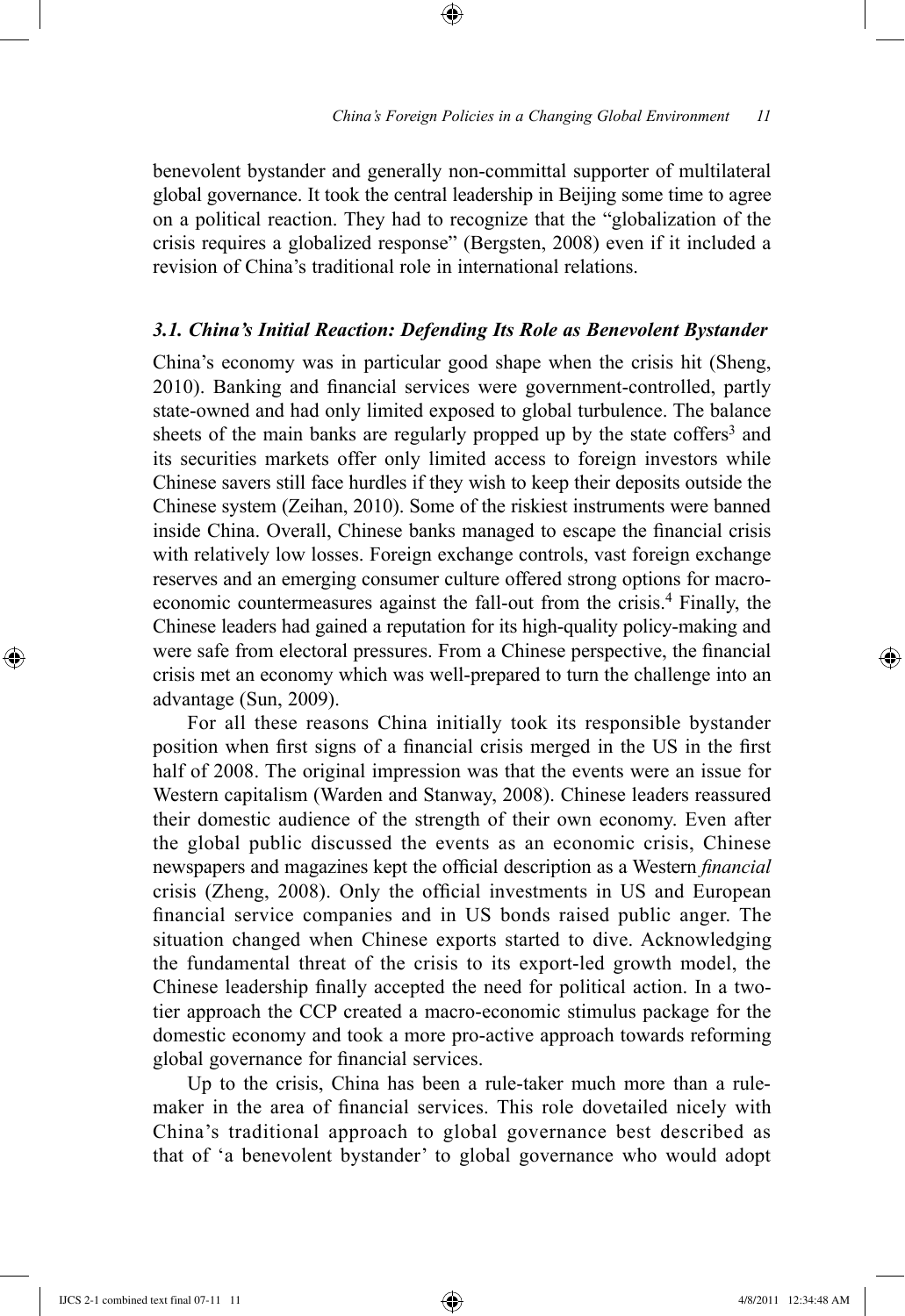benevolent bystander and generally non-committal supporter of multilateral global governance. It took the central leadership in Beijing some time to agree on a political reaction. They had to recognize that the "globalization of the crisis requires a globalized response" (Bergsten, 2008) even if it included a revision of China's traditional role in international relations.

### *3.1. China's Initial Reaction: Defending Its Role as Benevolent Bystander*

China's economy was in particular good shape when the crisis hit (Sheng, 2010). Banking and financial services were government-controlled, partly state-owned and had only limited exposed to global turbulence. The balance sheets of the main banks are regularly propped up by the state coffers[3] and its securities markets offer only limited access to foreign investors while Chinese savers still face hurdles if they wish to keep their deposits outside the Chinese system (Zeihan, 2010). Some of the riskiest instruments were banned inside China. Overall, Chinese banks managed to escape the financial crisis with relatively low losses. Foreign exchange controls, vast foreign exchange reserves and an emerging consumer culture offered strong options for macro-economic countermeasures against the fall-out from the crisis.[4] Finally, the Chinese leaders had gained a reputation for its high-quality policy-making and were safe from electoral pressures. From a Chinese perspective, the financial crisis met an economy which was well-prepared to turn the challenge into an advantage (Sun, 2009).

For all these reasons China initially took its responsible bystander position when first signs of a financial crisis merged in the US in the first half of 2008. The original impression was that the events were an issue for Western capitalism (Warden and Stanway, 2008). Chinese leaders reassured their domestic audience of the strength of their own economy. Even after the global public discussed the events as an economic crisis, Chinese newspapers and magazines kept the official description as a Western *financial* crisis (Zheng, 2008). Only the official investments in US and European financial service companies and in US bonds raised public anger. The situation changed when Chinese exports started to dive. Acknowledging the fundamental threat of the crisis to its export-led growth model, the Chinese leadership finally accepted the need for political action. In a two-tier approach the CCP created a macro-economic stimulus package for the domestic economy and took a more pro-active approach towards reforming global governance for financial services.

Up to the crisis, China has been a rule-taker much more than a rule-maker in the area of financial services. This role dovetailed nicely with China's traditional approach to global governance best described as that of 'a benevolent bystander' to global governance who would adopt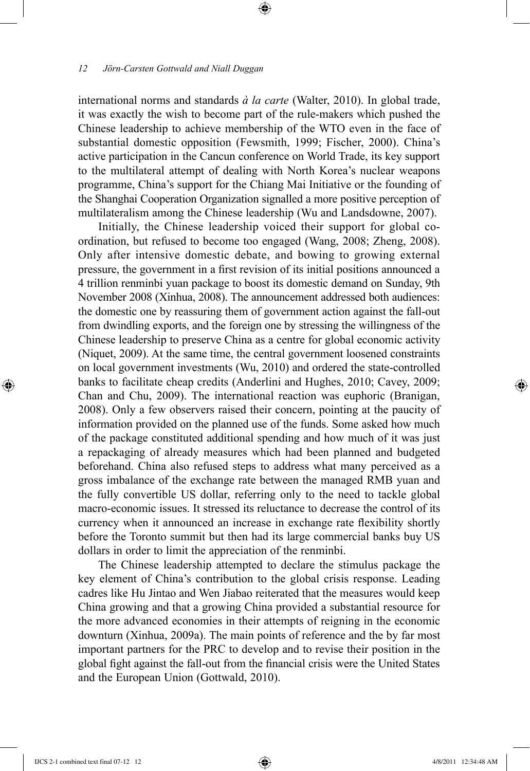international norms and standards *à la carte* (Walter, 2010). In global trade, it was exactly the wish to become part of the rule-makers which pushed the Chinese leadership to achieve membership of the WTO even in the face of substantial domestic opposition (Fewsmith, 1999; Fischer, 2000). China's active participation in the Cancun conference on World Trade, its key support to the multilateral attempt of dealing with North Korea's nuclear weapons programme, China's support for the Chiang Mai Initiative or the founding of the Shanghai Cooperation Organization signalled a more positive perception of multilateralism among the Chinese leadership (Wu and Landsdowne, 2007).

Initially, the Chinese leadership voiced their support for global co-ordination, but refused to become too engaged (Wang, 2008; Zheng, 2008). Only after intensive domestic debate, and bowing to growing external pressure, the government in a first revision of its initial positions announced a 4 trillion renminbi yuan package to boost its domestic demand on Sunday, 9th November 2008 (Xinhua, 2008). The announcement addressed both audiences: the domestic one by reassuring them of government action against the fall-out from dwindling exports, and the foreign one by stressing the willingness of the Chinese leadership to preserve China as a centre for global economic activity (Niquet, 2009). At the same time, the central government loosened constraints on local government investments (Wu, 2010) and ordered the state-controlled banks to facilitate cheap credits (Anderlini and Hughes, 2010; Cavey, 2009; Chan and Chu, 2009). The international reaction was euphoric (Branigan, 2008). Only a few observers raised their concern, pointing at the paucity of information provided on the planned use of the funds. Some asked how much of the package constituted additional spending and how much of it was just a repackaging of already measures which had been planned and budgeted beforehand. China also refused steps to address what many perceived as a gross imbalance of the exchange rate between the managed RMB yuan and the fully convertible US dollar, referring only to the need to tackle global macro-economic issues. It stressed its reluctance to decrease the control of its currency when it announced an increase in exchange rate flexibility shortly before the Toronto summit but then had its large commercial banks buy US dollars in order to limit the appreciation of the renminbi.

The Chinese leadership attempted to declare the stimulus package the key element of China's contribution to the global crisis response. Leading cadres like Hu Jintao and Wen Jiabao reiterated that the measures would keep China growing and that a growing China provided a substantial resource for the more advanced economies in their attempts of reigning in the economic downturn (Xinhua, 2009a). The main points of reference and the by far most important partners for the PRC to develop and to revise their position in the global fight against the fall-out from the financial crisis were the United States and the European Union (Gottwald, 2010).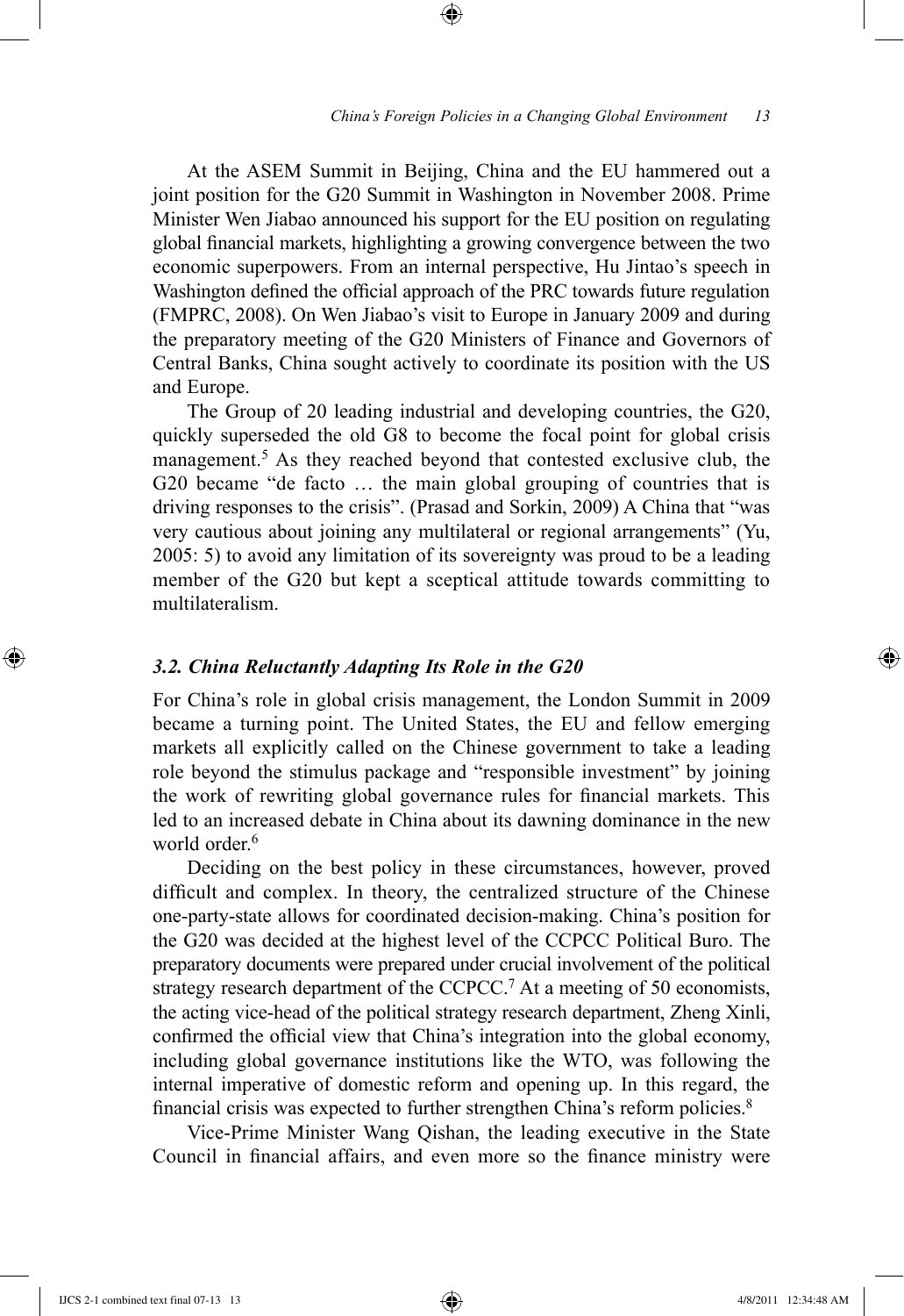At the ASEM Summit in Beijing, China and the EU hammered out a joint position for the G20 Summit in Washington in November 2008. Prime Minister Wen Jiabao announced his support for the EU position on regulating global financial markets, highlighting a growing convergence between the two economic superpowers. From an internal perspective, Hu Jintao's speech in Washington defined the official approach of the PRC towards future regulation (FMPRC, 2008). On Wen Jiabao's visit to Europe in January 2009 and during the preparatory meeting of the G20 Ministers of Finance and Governors of Central Banks, China sought actively to coordinate its position with the US and Europe.

The Group of 20 leading industrial and developing countries, the G20, quickly superseded the old G8 to become the focal point for global crisis management.[5] As they reached beyond that contested exclusive club, the G20 became "de facto … the main global grouping of countries that is driving responses to the crisis". (Prasad and Sorkin, 2009) A China that "was very cautious about joining any multilateral or regional arrangements" (Yu, 2005: 5) to avoid any limitation of its sovereignty was proud to be a leading member of the G20 but kept a sceptical attitude towards committing to multilateralism.

### *3.2. China Reluctantly Adapting Its Role in the G20*

For China's role in global crisis management, the London Summit in 2009 became a turning point. The United States, the EU and fellow emerging markets all explicitly called on the Chinese government to take a leading role beyond the stimulus package and "responsible investment" by joining the work of rewriting global governance rules for financial markets. This led to an increased debate in China about its dawning dominance in the new world order.[6]

Deciding on the best policy in these circumstances, however, proved difficult and complex. In theory, the centralized structure of the Chinese one-party-state allows for coordinated decision-making. China's position for the G20 was decided at the highest level of the CCPCC Political Buro. The preparatory documents were prepared under crucial involvement of the political strategy research department of the CCPCC.[7] At a meeting of 50 economists, the acting vice-head of the political strategy research department, Zheng Xinli, confirmed the official view that China's integration into the global economy, including global governance institutions like the WTO, was following the internal imperative of domestic reform and opening up. In this regard, the financial crisis was expected to further strengthen China's reform policies.[8]

Vice-Prime Minister Wang Qishan, the leading executive in the State Council in financial affairs, and even more so the finance ministry were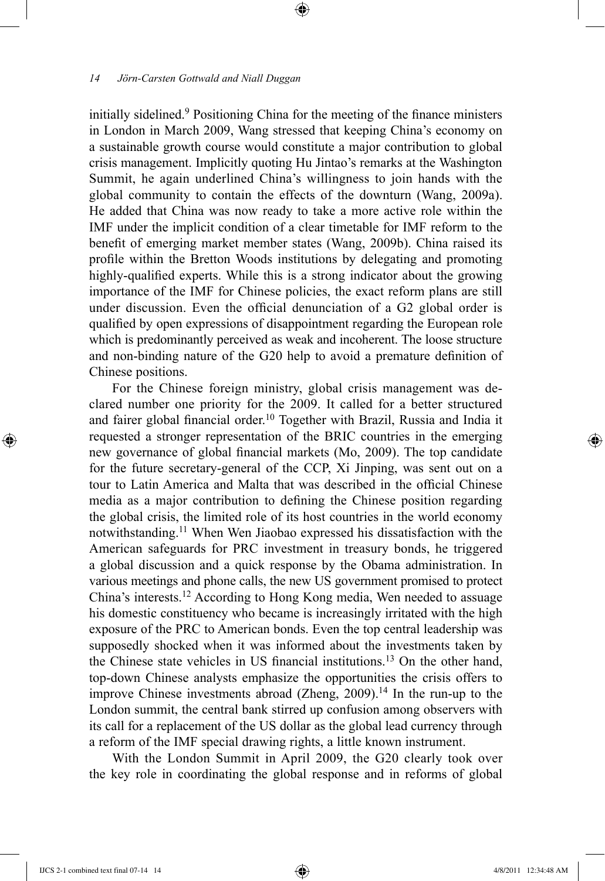initially sidelined.[9] Positioning China for the meeting of the finance ministers in London in March 2009, Wang stressed that keeping China's economy on a sustainable growth course would constitute a major contribution to global crisis management. Implicitly quoting Hu Jintao's remarks at the Washington Summit, he again underlined China's willingness to join hands with the global community to contain the effects of the downturn (Wang, 2009a). He added that China was now ready to take a more active role within the IMF under the implicit condition of a clear timetable for IMF reform to the benefit of emerging market member states (Wang, 2009b). China raised its profile within the Bretton Woods institutions by delegating and promoting highly-qualified experts. While this is a strong indicator about the growing importance of the IMF for Chinese policies, the exact reform plans are still under discussion. Even the official denunciation of a G2 global order is qualified by open expressions of disappointment regarding the European role which is predominantly perceived as weak and incoherent. The loose structure and non-binding nature of the G20 help to avoid a premature definition of Chinese positions.

For the Chinese foreign ministry, global crisis management was declared number one priority for the 2009. It called for a better structured and fairer global financial order.[10] Together with Brazil, Russia and India it requested a stronger representation of the BRIC countries in the emerging new governance of global financial markets (Mo, 2009). The top candidate for the future secretary-general of the CCP, Xi Jinping, was sent out on a tour to Latin America and Malta that was described in the official Chinese media as a major contribution to defining the Chinese position regarding the global crisis, the limited role of its host countries in the world economy notwithstanding.[11] When Wen Jiaobao expressed his dissatisfaction with the American safeguards for PRC investment in treasury bonds, he triggered a global discussion and a quick response by the Obama administration. In various meetings and phone calls, the new US government promised to protect China's interests.[12] According to Hong Kong media, Wen needed to assuage his domestic constituency who became is increasingly irritated with the high exposure of the PRC to American bonds. Even the top central leadership was supposedly shocked when it was informed about the investments taken by the Chinese state vehicles in US financial institutions.[13] On the other hand, top-down Chinese analysts emphasize the opportunities the crisis offers to improve Chinese investments abroad (Zheng, 2009).[14] In the run-up to the London summit, the central bank stirred up confusion among observers with its call for a replacement of the US dollar as the global lead currency through a reform of the IMF special drawing rights, a little known instrument.

With the London Summit in April 2009, the G20 clearly took over the key role in coordinating the global response and in reforms of global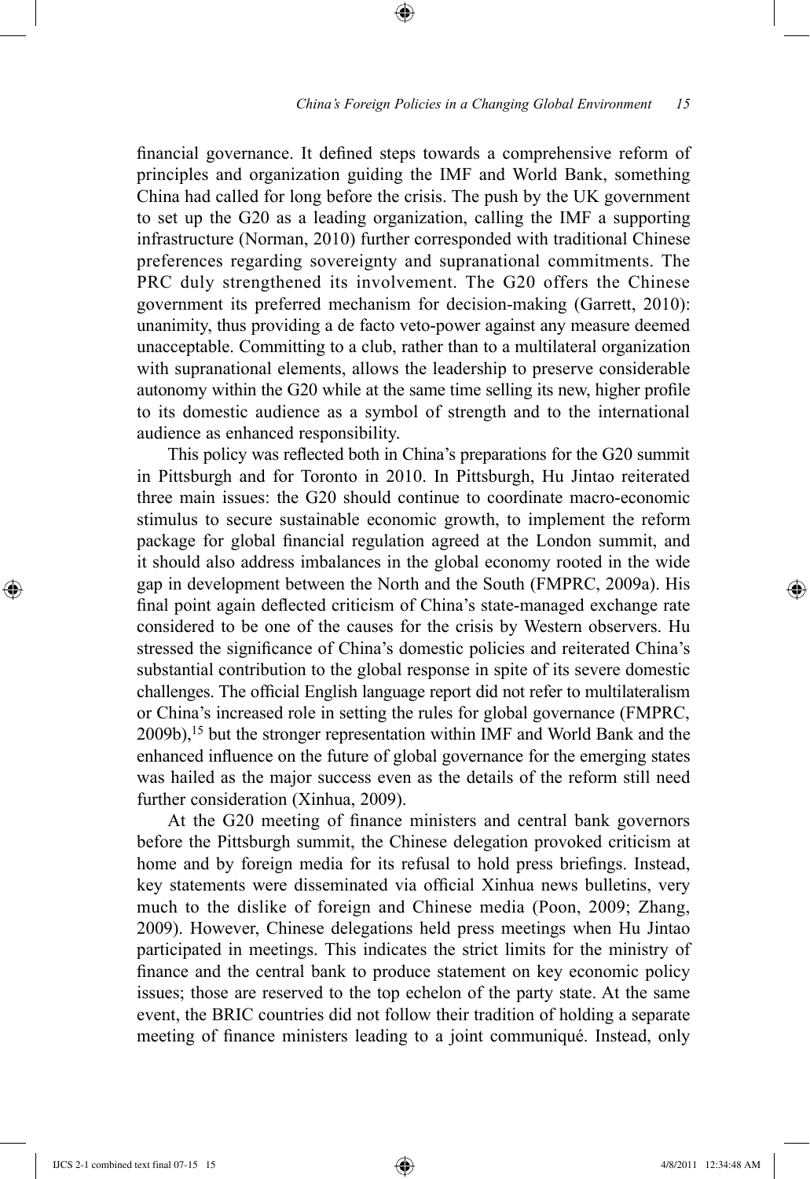financial governance. It defined steps towards a comprehensive reform of principles and organization guiding the IMF and World Bank, something China had called for long before the crisis. The push by the UK government to set up the G20 as a leading organization, calling the IMF a supporting infrastructure (Norman, 2010) further corresponded with traditional Chinese preferences regarding sovereignty and supranational commitments. The PRC duly strengthened its involvement. The G20 offers the Chinese government its preferred mechanism for decision-making (Garrett, 2010): unanimity, thus providing a de facto veto-power against any measure deemed unacceptable. Committing to a club, rather than to a multilateral organization with supranational elements, allows the leadership to preserve considerable autonomy within the G20 while at the same time selling its new, higher profile to its domestic audience as a symbol of strength and to the international audience as enhanced responsibility.

This policy was reflected both in China's preparations for the G20 summit in Pittsburgh and for Toronto in 2010. In Pittsburgh, Hu Jintao reiterated three main issues: the G20 should continue to coordinate macro-economic stimulus to secure sustainable economic growth, to implement the reform package for global financial regulation agreed at the London summit, and it should also address imbalances in the global economy rooted in the wide gap in development between the North and the South (FMPRC, 2009a). His final point again deflected criticism of China's state-managed exchange rate considered to be one of the causes for the crisis by Western observers. Hu stressed the significance of China's domestic policies and reiterated China's substantial contribution to the global response in spite of its severe domestic challenges. The official English language report did not refer to multilateralism or China's increased role in setting the rules for global governance (FMPRC, 2009b),[15] but the stronger representation within IMF and World Bank and the enhanced influence on the future of global governance for the emerging states was hailed as the major success even as the details of the reform still need further consideration (Xinhua, 2009).

At the G20 meeting of finance ministers and central bank governors before the Pittsburgh summit, the Chinese delegation provoked criticism at home and by foreign media for its refusal to hold press briefings. Instead, key statements were disseminated via official Xinhua news bulletins, very much to the dislike of foreign and Chinese media (Poon, 2009; Zhang, 2009). However, Chinese delegations held press meetings when Hu Jintao participated in meetings. This indicates the strict limits for the ministry of finance and the central bank to produce statement on key economic policy issues; those are reserved to the top echelon of the party state. At the same event, the BRIC countries did not follow their tradition of holding a separate meeting of finance ministers leading to a joint communiqué. Instead, only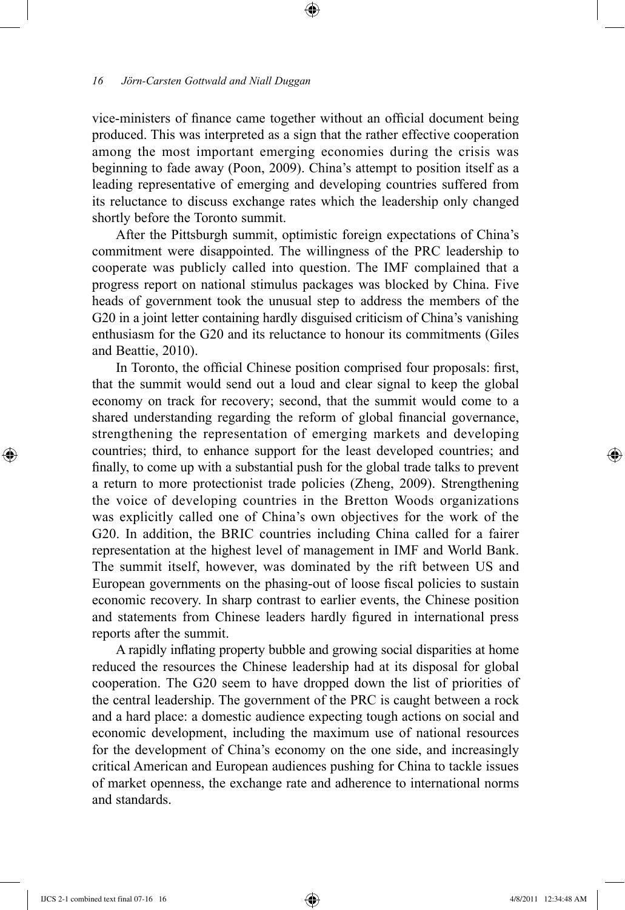vice-ministers of finance came together without an official document being produced. This was interpreted as a sign that the rather effective cooperation among the most important emerging economies during the crisis was beginning to fade away (Poon, 2009). China's attempt to position itself as a leading representative of emerging and developing countries suffered from its reluctance to discuss exchange rates which the leadership only changed shortly before the Toronto summit.

After the Pittsburgh summit, optimistic foreign expectations of China's commitment were disappointed. The willingness of the PRC leadership to cooperate was publicly called into question. The IMF complained that a progress report on national stimulus packages was blocked by China. Five heads of government took the unusual step to address the members of the G20 in a joint letter containing hardly disguised criticism of China's vanishing enthusiasm for the G20 and its reluctance to honour its commitments (Giles and Beattie, 2010).

In Toronto, the official Chinese position comprised four proposals: first, that the summit would send out a loud and clear signal to keep the global economy on track for recovery; second, that the summit would come to a shared understanding regarding the reform of global financial governance, strengthening the representation of emerging markets and developing countries; third, to enhance support for the least developed countries; and finally, to come up with a substantial push for the global trade talks to prevent a return to more protectionist trade policies (Zheng, 2009). Strengthening the voice of developing countries in the Bretton Woods organizations was explicitly called one of China's own objectives for the work of the G20. In addition, the BRIC countries including China called for a fairer representation at the highest level of management in IMF and World Bank. The summit itself, however, was dominated by the rift between US and European governments on the phasing-out of loose fiscal policies to sustain economic recovery. In sharp contrast to earlier events, the Chinese position and statements from Chinese leaders hardly figured in international press reports after the summit.

A rapidly inflating property bubble and growing social disparities at home reduced the resources the Chinese leadership had at its disposal for global cooperation. The G20 seem to have dropped down the list of priorities of the central leadership. The government of the PRC is caught between a rock and a hard place: a domestic audience expecting tough actions on social and economic development, including the maximum use of national resources for the development of China's economy on the one side, and increasingly critical American and European audiences pushing for China to tackle issues of market openness, the exchange rate and adherence to international norms and standards.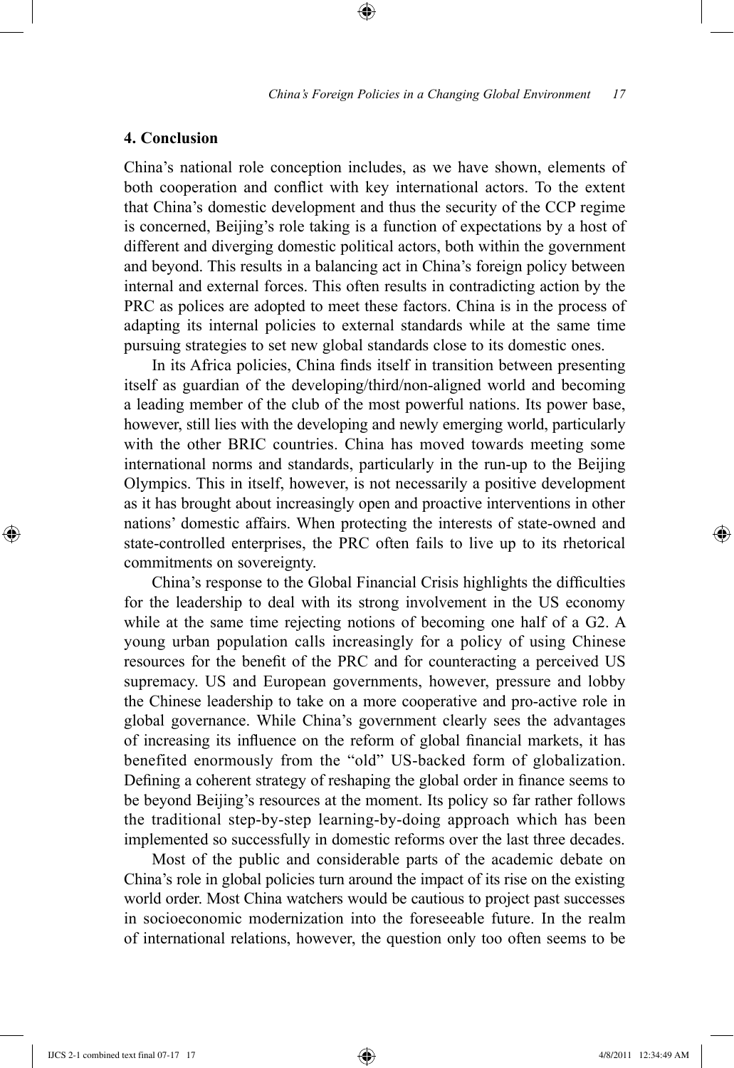## 4. Conclusion

China's national role conception includes, as we have shown, elements of both cooperation and conflict with key international actors. To the extent that China's domestic development and thus the security of the CCP regime is concerned, Beijing's role taking is a function of expectations by a host of different and diverging domestic political actors, both within the government and beyond. This results in a balancing act in China's foreign policy between internal and external forces. This often results in contradicting action by the PRC as polices are adopted to meet these factors. China is in the process of adapting its internal policies to external standards while at the same time pursuing strategies to set new global standards close to its domestic ones.

In its Africa policies, China finds itself in transition between presenting itself as guardian of the developing/third/non-aligned world and becoming a leading member of the club of the most powerful nations. Its power base, however, still lies with the developing and newly emerging world, particularly with the other BRIC countries. China has moved towards meeting some international norms and standards, particularly in the run-up to the Beijing Olympics. This in itself, however, is not necessarily a positive development as it has brought about increasingly open and proactive interventions in other nations' domestic affairs. When protecting the interests of state-owned and state-controlled enterprises, the PRC often fails to live up to its rhetorical commitments on sovereignty.

China's response to the Global Financial Crisis highlights the difficulties for the leadership to deal with its strong involvement in the US economy while at the same time rejecting notions of becoming one half of a G2. A young urban population calls increasingly for a policy of using Chinese resources for the benefit of the PRC and for counteracting a perceived US supremacy. US and European governments, however, pressure and lobby the Chinese leadership to take on a more cooperative and pro-active role in global governance. While China's government clearly sees the advantages of increasing its influence on the reform of global financial markets, it has benefited enormously from the "old" US-backed form of globalization. Defining a coherent strategy of reshaping the global order in finance seems to be beyond Beijing's resources at the moment. Its policy so far rather follows the traditional step-by-step learning-by-doing approach which has been implemented so successfully in domestic reforms over the last three decades.

Most of the public and considerable parts of the academic debate on China's role in global policies turn around the impact of its rise on the existing world order. Most China watchers would be cautious to project past successes in socioeconomic modernization into the foreseeable future. In the realm of international relations, however, the question only too often seems to be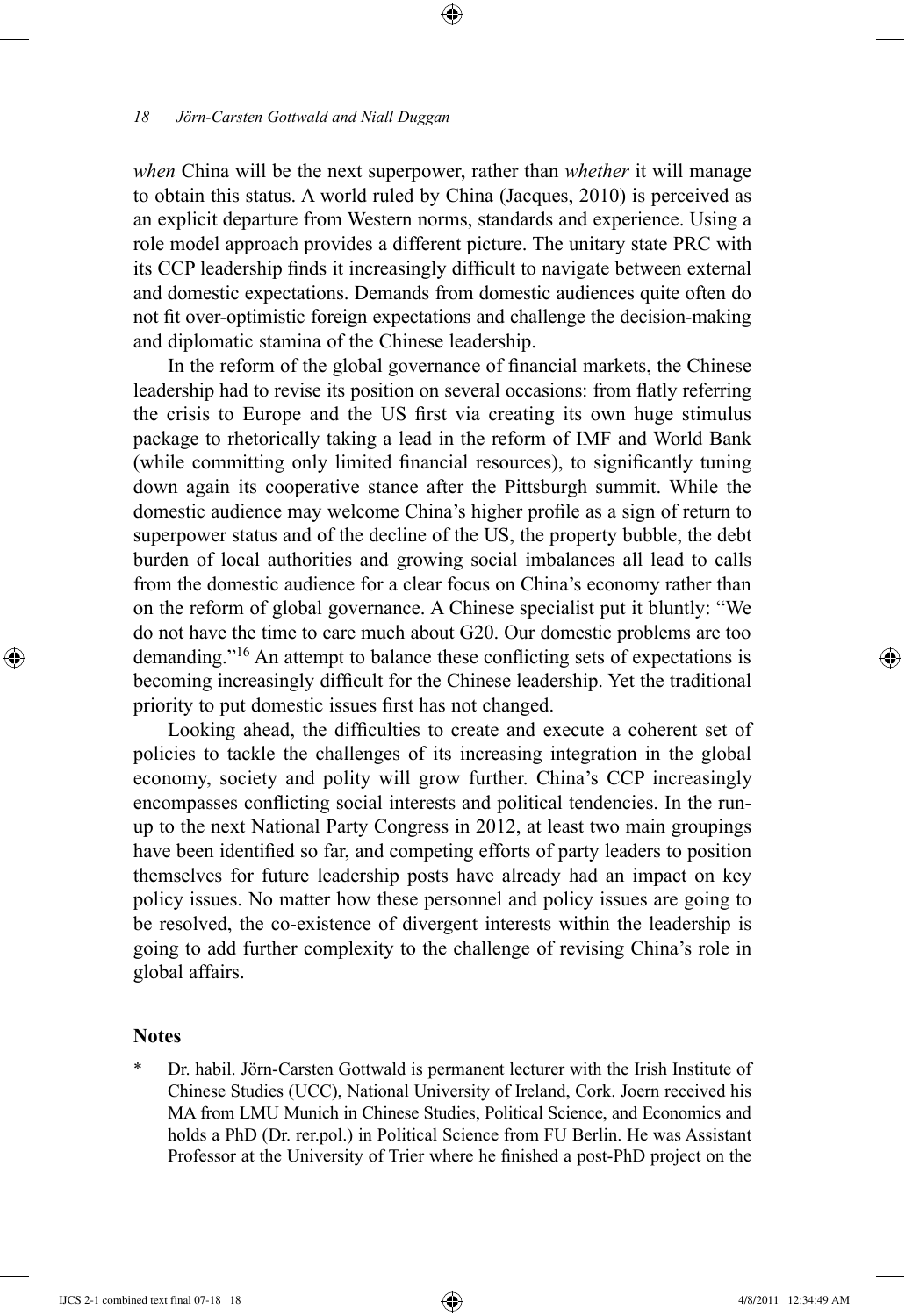*when* China will be the next superpower, rather than *whether* it will manage to obtain this status. A world ruled by China (Jacques, 2010) is perceived as an explicit departure from Western norms, standards and experience. Using a role model approach provides a different picture. The unitary state PRC with its CCP leadership finds it increasingly difficult to navigate between external and domestic expectations. Demands from domestic audiences quite often do not fit over-optimistic foreign expectations and challenge the decision-making and diplomatic stamina of the Chinese leadership.

In the reform of the global governance of financial markets, the Chinese leadership had to revise its position on several occasions: from flatly referring the crisis to Europe and the US first via creating its own huge stimulus package to rhetorically taking a lead in the reform of IMF and World Bank (while committing only limited financial resources), to significantly tuning down again its cooperative stance after the Pittsburgh summit. While the domestic audience may welcome China's higher profile as a sign of return to superpower status and of the decline of the US, the property bubble, the debt burden of local authorities and growing social imbalances all lead to calls from the domestic audience for a clear focus on China's economy rather than on the reform of global governance. A Chinese specialist put it bluntly: "We do not have the time to care much about G20. Our domestic problems are too demanding."[16] An attempt to balance these conflicting sets of expectations is becoming increasingly difficult for the Chinese leadership. Yet the traditional priority to put domestic issues first has not changed.

Looking ahead, the difficulties to create and execute a coherent set of policies to tackle the challenges of its increasing integration in the global economy, society and polity will grow further. China's CCP increasingly encompasses conflicting social interests and political tendencies. In the run-up to the next National Party Congress in 2012, at least two main groupings have been identified so far, and competing efforts of party leaders to position themselves for future leadership posts have already had an impact on key policy issues. No matter how these personnel and policy issues are going to be resolved, the co-existence of divergent interests within the leadership is going to add further complexity to the challenge of revising China's role in global affairs.

## Notes

\* Dr. habil. Jörn-Carsten Gottwald is permanent lecturer with the Irish Institute of Chinese Studies (UCC), National University of Ireland, Cork. Joern received his MA from LMU Munich in Chinese Studies, Political Science, and Economics and holds a PhD (Dr. rer.pol.) in Political Science from FU Berlin. He was Assistant Professor at the University of Trier where he finished a post-PhD project on the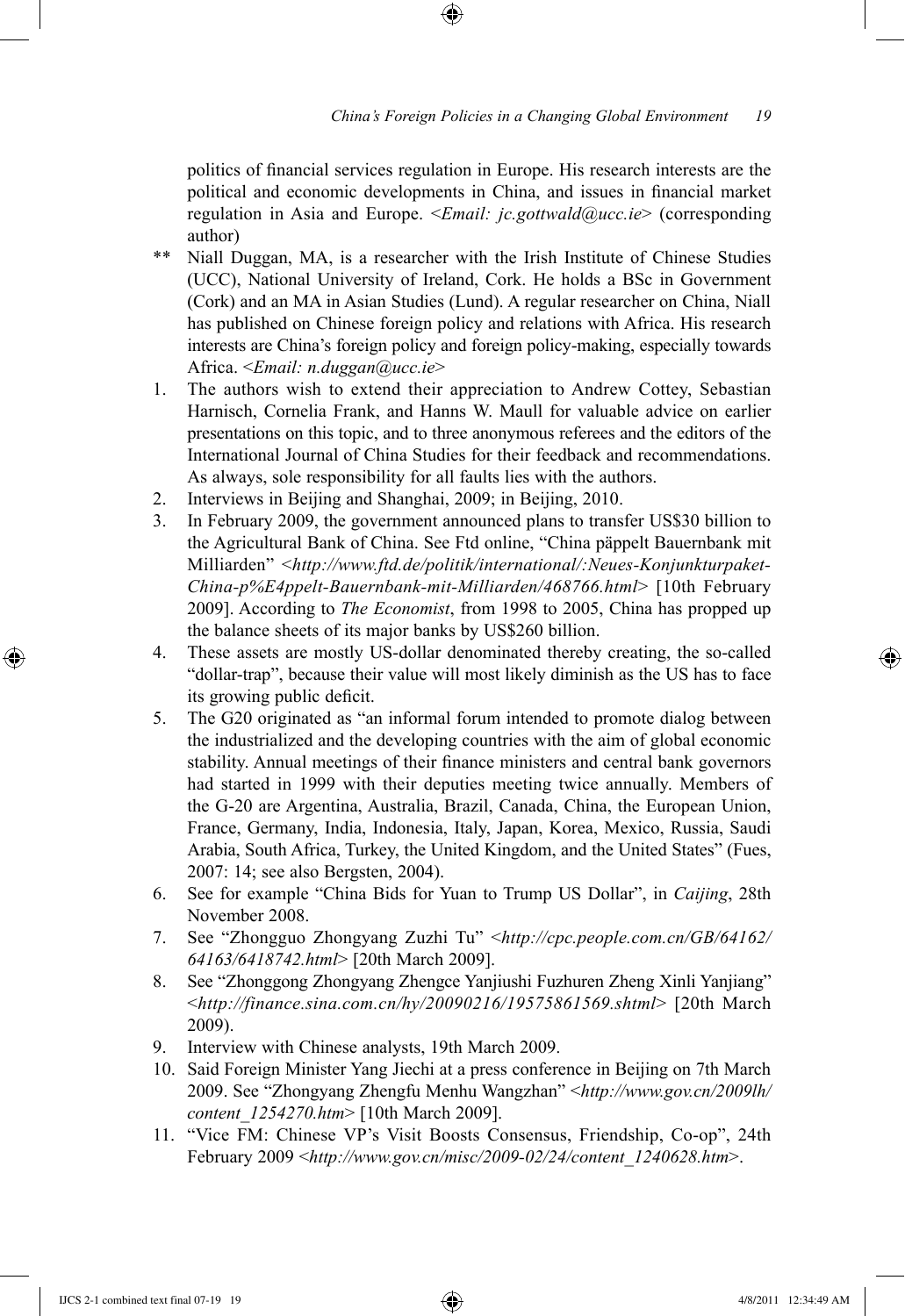politics of financial services regulation in Europe. His research interests are the political and economic developments in China, and issues in financial market regulation in Asia and Europe. <*Email: jc.gottwald@ucc.ie*> (corresponding author)

\*\* Niall Duggan, MA, is a researcher with the Irish Institute of Chinese Studies (UCC), National University of Ireland, Cork. He holds a BSc in Government (Cork) and an MA in Asian Studies (Lund). A regular researcher on China, Niall has published on Chinese foreign policy and relations with Africa. His research interests are China's foreign policy and foreign policy-making, especially towards Africa. <*Email: n.duggan@ucc.ie*>

1. The authors wish to extend their appreciation to Andrew Cottey, Sebastian Harnisch, Cornelia Frank, and Hanns W. Maull for valuable advice on earlier presentations on this topic, and to three anonymous referees and the editors of the International Journal of China Studies for their feedback and recommendations. As always, sole responsibility for all faults lies with the authors.
2. Interviews in Beijing and Shanghai, 2009; in Beijing, 2010.
3. In February 2009, the government announced plans to transfer US$30 billion to the Agricultural Bank of China. See Ftd online, "China päppelt Bauernbank mit Milliarden" <*http://www.ftd.de/politik/international/:Neues-Konjunkturpaket-China-p%E4ppelt-Bauernbank-mit-Milliarden/468766.html*> [10th February 2009]. According to *The Economist*, from 1998 to 2005, China has propped up the balance sheets of its major banks by US$260 billion.
4. These assets are mostly US-dollar denominated thereby creating, the so-called "dollar-trap", because their value will most likely diminish as the US has to face its growing public deficit.
5. The G20 originated as "an informal forum intended to promote dialog between the industrialized and the developing countries with the aim of global economic stability. Annual meetings of their finance ministers and central bank governors had started in 1999 with their deputies meeting twice annually. Members of the G-20 are Argentina, Australia, Brazil, Canada, China, the European Union, France, Germany, India, Indonesia, Italy, Japan, Korea, Mexico, Russia, Saudi Arabia, South Africa, Turkey, the United Kingdom, and the United States" (Fues, 2007: 14; see also Bergsten, 2004).
6. See for example "China Bids for Yuan to Trump US Dollar", in *Caijing*, 28th November 2008.
7. See "Zhongguo Zhongyang Zuzhi Tu" <*http://cpc.people.com.cn/GB/64162/64163/6418742.html*> [20th March 2009].
8. See "Zhonggong Zhongyang Zhengce Yanjiushi Fuzhuren Zheng Xinli Yanjiang" <*http://finance.sina.com.cn/hy/20090216/19575861569.shtml*> [20th March 2009).
9. Interview with Chinese analysts, 19th March 2009.
10. Said Foreign Minister Yang Jiechi at a press conference in Beijing on 7th March 2009. See "Zhongyang Zhengfu Menhu Wangzhan" <*http://www.gov.cn/2009lh/content_1254270.htm*> [10th March 2009].
11. "Vice FM: Chinese VP's Visit Boosts Consensus, Friendship, Co-op", 24th February 2009 <*http://www.gov.cn/misc/2009-02/24/content_1240628.htm*>.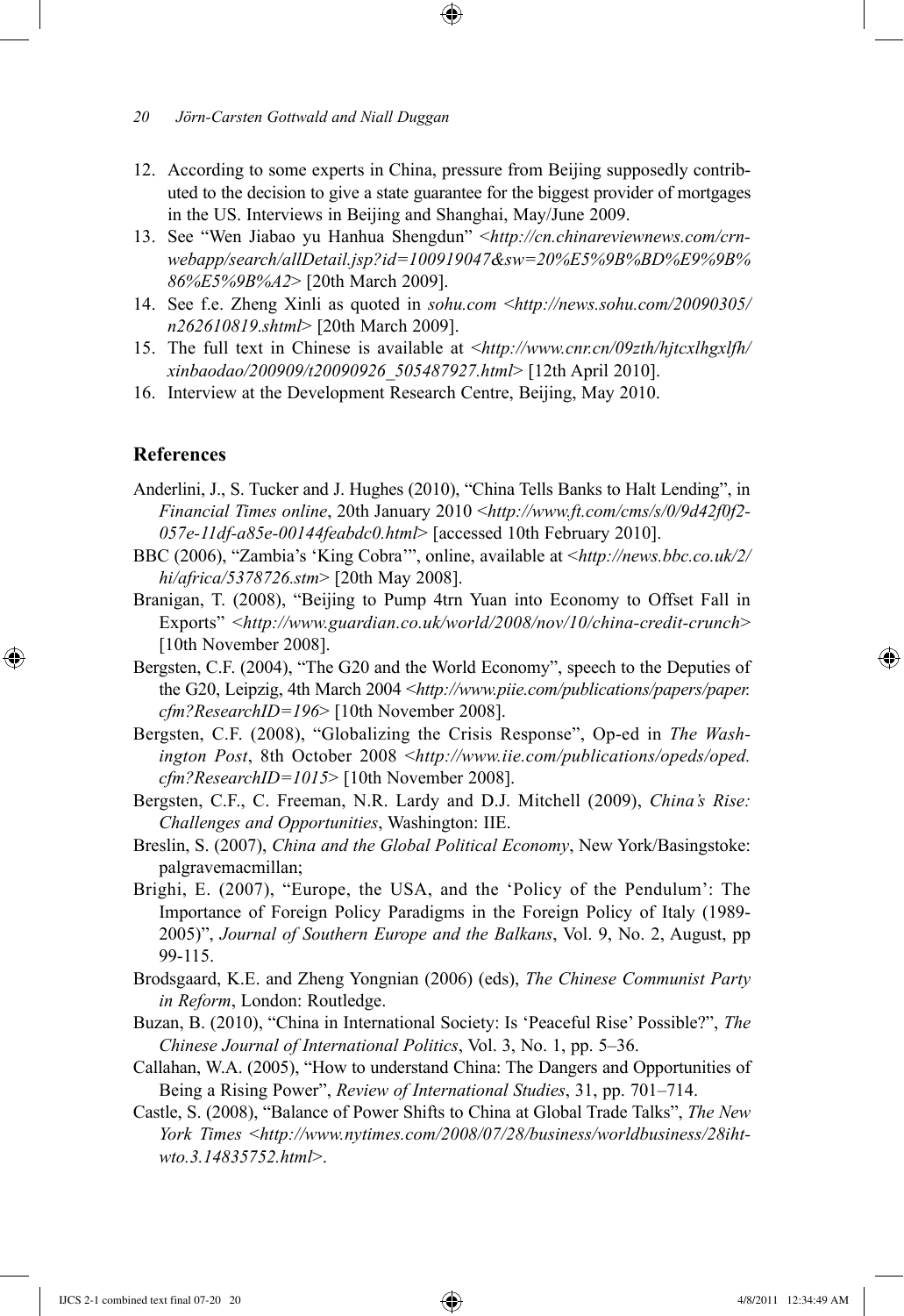12. According to some experts in China, pressure from Beijing supposedly contributed to the decision to give a state guarantee for the biggest provider of mortgages in the US. Interviews in Beijing and Shanghai, May/June 2009.
13. See "Wen Jiabao yu Hanhua Shengdun" <*http://cn.chinareviewnews.com/crn-webapp/search/allDetail.jsp?id=100919047&sw=20%E5%9B%BD%E9%9B%86%E5%9B%A2*> [20th March 2009].
14. See f.e. Zheng Xinli as quoted in *sohu.com* <*http://news.sohu.com/20090305/n262610819.shtml*> [20th March 2009].
15. The full text in Chinese is available at <*http://www.cnr.cn/09zth/hjtcxlhgxlfh/xinbaodao/200909/t20090926_505487927.html*> [12th April 2010].
16. Interview at the Development Research Centre, Beijing, May 2010.

## References

Anderlini, J., S. Tucker and J. Hughes (2010), "China Tells Banks to Halt Lending", in *Financial Times online*, 20th January 2010 <*http://www.ft.com/cms/s/0/9d42f0f2-057e-11df-a85e-00144feabdc0.html*> [accessed 10th February 2010].

BBC (2006), "Zambia's 'King Cobra'", online, available at <*http://news.bbc.co.uk/2/hi/africa/5378726.stm*> [20th May 2008].

Branigan, T. (2008), "Beijing to Pump 4trn Yuan into Economy to Offset Fall in Exports" <*http://www.guardian.co.uk/world/2008/nov/10/china-credit-crunch*> [10th November 2008].

Bergsten, C.F. (2004), "The G20 and the World Economy", speech to the Deputies of the G20, Leipzig, 4th March 2004 <*http://www.piie.com/publications/papers/paper.cfm?ResearchID=196*> [10th November 2008].

Bergsten, C.F. (2008), "Globalizing the Crisis Response", Op-ed in *The Washington Post*, 8th October 2008 <*http://www.iie.com/publications/opeds/oped.cfm?ResearchID=1015*> [10th November 2008].

Bergsten, C.F., C. Freeman, N.R. Lardy and D.J. Mitchell (2009), *China's Rise: Challenges and Opportunities*, Washington: IIE.

Breslin, S. (2007), *China and the Global Political Economy*, New York/Basingstoke: palgravemacmillan;

Brighi, E. (2007), "Europe, the USA, and the 'Policy of the Pendulum': The Importance of Foreign Policy Paradigms in the Foreign Policy of Italy (1989-2005)", *Journal of Southern Europe and the Balkans*, Vol. 9, No. 2, August, pp 99-115.

Brodsgaard, K.E. and Zheng Yongnian (2006) (eds), *The Chinese Communist Party in Reform*, London: Routledge.

Buzan, B. (2010), "China in International Society: Is 'Peaceful Rise' Possible?", *The Chinese Journal of International Politics*, Vol. 3, No. 1, pp. 5–36.

Callahan, W.A. (2005), "How to understand China: The Dangers and Opportunities of Being a Rising Power", *Review of International Studies*, 31, pp. 701–714.

Castle, S. (2008), "Balance of Power Shifts to China at Global Trade Talks", *The New York Times* <*http://www.nytimes.com/2008/07/28/business/worldbusiness/28iht-wto.3.14835752.html*>.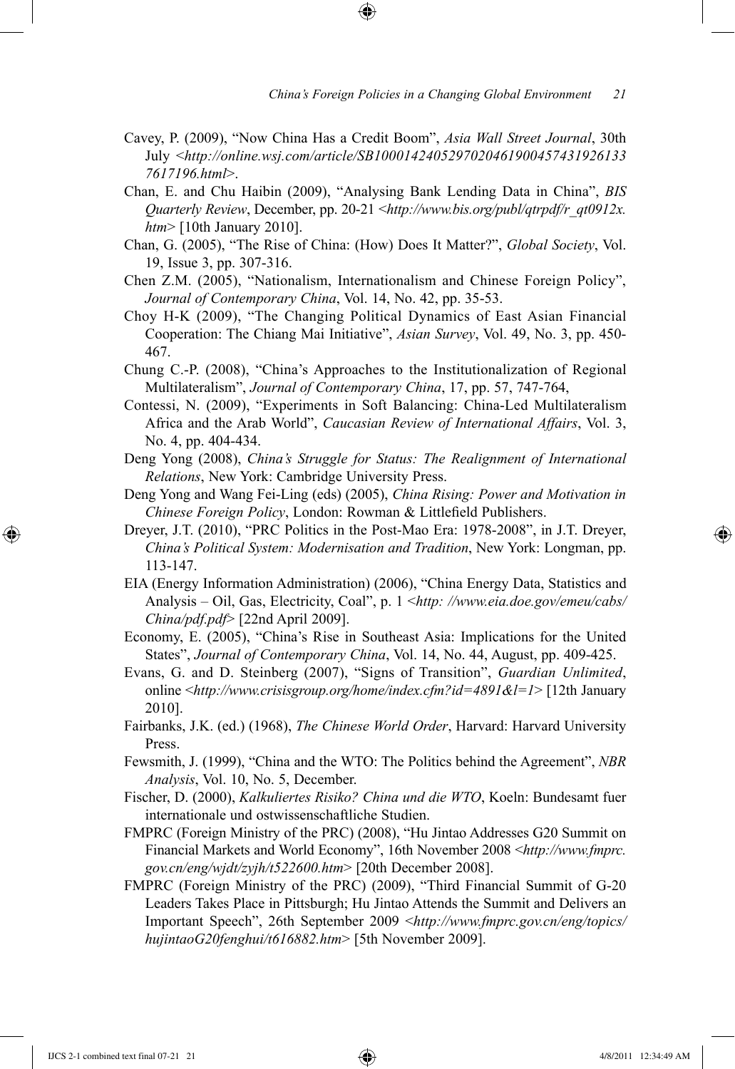Cavey, P. (2009), "Now China Has a Credit Boom", *Asia Wall Street Journal*, 30th July <*http://online.wsj.com/article/SB100014240529702046190045743192613376171 96.html*>.

Chan, E. and Chu Haibin (2009), "Analysing Bank Lending Data in China", *BIS Quarterly Review*, December, pp. 20-21 <*http://www.bis.org/publ/qtrpdf/r_qt0912x.htm*> [10th January 2010].

Chan, G. (2005), "The Rise of China: (How) Does It Matter?", *Global Society*, Vol. 19, Issue 3, pp. 307-316.

Chen Z.M. (2005), "Nationalism, Internationalism and Chinese Foreign Policy", *Journal of Contemporary China*, Vol. 14, No. 42, pp. 35-53.

Choy H-K (2009), "The Changing Political Dynamics of East Asian Financial Cooperation: The Chiang Mai Initiative", *Asian Survey*, Vol. 49, No. 3, pp. 450-467.

Chung C.-P. (2008), "China's Approaches to the Institutionalization of Regional Multilateralism", *Journal of Contemporary China*, 17, pp. 57, 747-764,

Contessi, N. (2009), "Experiments in Soft Balancing: China-Led Multilateralism Africa and the Arab World", *Caucasian Review of International Affairs*, Vol. 3, No. 4, pp. 404-434.

Deng Yong (2008), *China's Struggle for Status: The Realignment of International Relations*, New York: Cambridge University Press.

Deng Yong and Wang Fei-Ling (eds) (2005), *China Rising: Power and Motivation in Chinese Foreign Policy*, London: Rowman & Littlefield Publishers.

Dreyer, J.T. (2010), "PRC Politics in the Post-Mao Era: 1978-2008", in J.T. Dreyer, *China's Political System: Modernisation and Tradition*, New York: Longman, pp. 113-147.

EIA (Energy Information Administration) (2006), "China Energy Data, Statistics and Analysis – Oil, Gas, Electricity, Coal", p. 1 <*http: //www.eia.doe.gov/emeu/cabs/China/pdf.pdf*> [22nd April 2009].

Economy, E. (2005), "China's Rise in Southeast Asia: Implications for the United States", *Journal of Contemporary China*, Vol. 14, No. 44, August, pp. 409-425.

Evans, G. and D. Steinberg (2007), "Signs of Transition", *Guardian Unlimited*, online <*http://www.crisisgroup.org/home/index.cfm?id=4891&l=1*> [12th January 2010].

Fairbanks, J.K. (ed.) (1968), *The Chinese World Order*, Harvard: Harvard University Press.

Fewsmith, J. (1999), "China and the WTO: The Politics behind the Agreement", *NBR Analysis*, Vol. 10, No. 5, December.

Fischer, D. (2000), *Kalkuliertes Risiko? China und die WTO*, Koeln: Bundesamt fuer internationale und ostwissenschaftliche Studien.

FMPRC (Foreign Ministry of the PRC) (2008), "Hu Jintao Addresses G20 Summit on Financial Markets and World Economy", 16th November 2008 <*http://www.fmprc.gov.cn/eng/wjdt/zyjh/t522600.htm*> [20th December 2008].

FMPRC (Foreign Ministry of the PRC) (2009), "Third Financial Summit of G-20 Leaders Takes Place in Pittsburgh; Hu Jintao Attends the Summit and Delivers an Important Speech", 26th September 2009 <*http://www.fmprc.gov.cn/eng/topics/hujintaoG20fenghui/t616882.htm*> [5th November 2009].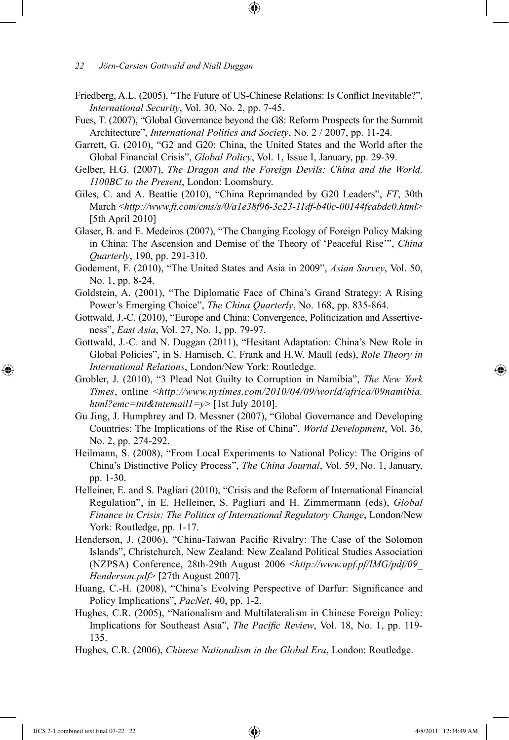Friedberg, A.L. (2005), "The Future of US-Chinese Relations: Is Conflict Inevitable?", *International Security*, Vol. 30, No. 2, pp. 7-45.

Fues, T. (2007), "Global Governance beyond the G8: Reform Prospects for the Summit Architecture", *International Politics and Society*, No. 2 / 2007, pp. 11-24.

Garrett, G. (2010), "G2 and G20: China, the United States and the World after the Global Financial Crisis", *Global Policy*, Vol. 1, Issue I, January, pp. 29-39.

Gelber, H.G. (2007), *The Dragon and the Foreign Devils: China and the World, 1100BC to the Present*, London: Loomsbury.

Giles, C. and A. Beattie (2010), "China Reprimanded by G20 Leaders", *FT*, 30th March <*http://www.ft.com/cms/s/0/a1e38f96-3c23-11df-b40c-00144feabdc0.html*> [5th April 2010]

Glaser, B. and E. Medeiros (2007), "The Changing Ecology of Foreign Policy Making in China: The Ascension and Demise of the Theory of 'Peaceful Rise'", *China Quarterly*, 190, pp. 291-310.

Godement, F. (2010), "The United States and Asia in 2009", *Asian Survey*, Vol. 50, No. 1, pp. 8-24.

Goldstein, A. (2001), "The Diplomatic Face of China's Grand Strategy: A Rising Power's Emerging Choice", *The China Quarterly*, No. 168, pp. 835-864.

Gottwald, J.-C. (2010), "Europe and China: Convergence, Politicization and Assertiveness", *East Asia*, Vol. 27, No. 1, pp. 79-97.

Gottwald, J.-C. and N. Duggan (2011), "Hesitant Adaptation: China's New Role in Global Policies", in S. Harnisch, C. Frank and H.W. Maull (eds), *Role Theory in International Relations*, London/New York: Routledge.

Grobler, J. (2010), "3 Plead Not Guilty to Corruption in Namibia", *The New York Times*, online <*http://www.nytimes.com/2010/04/09/world/africa/09namibia.html?emc=tnt&tntemail1=y*> [1st July 2010].

Gu Jing, J. Humphrey and D. Messner (2007), "Global Governance and Developing Countries: The Implications of the Rise of China", *World Development*, Vol. 36, No. 2, pp. 274-292.

Heilmann, S. (2008), "From Local Experiments to National Policy: The Origins of China's Distinctive Policy Process", *The China Journal*, Vol. 59, No. 1, January, pp. 1-30.

Helleiner, E. and S. Pagliari (2010), "Crisis and the Reform of International Financial Regulation", in E. Helleiner, S. Pagliari and H. Zimmermann (eds), *Global Finance in Crisis: The Politics of International Regulatory Change*, London/New York: Routledge, pp. 1-17.

Henderson, J. (2006), "China-Taiwan Pacific Rivalry: The Case of the Solomon Islands", Christchurch, New Zealand: New Zealand Political Studies Association (NZPSA) Conference, 28th-29th August 2006 <*http://www.upf.pf/IMG/pdf/09_Henderson.pdf*> [27th August 2007].

Huang, C.-H. (2008), "China's Evolving Perspective of Darfur: Significance and Policy Implications", *PacNet*, 40, pp. 1-2.

Hughes, C.R. (2005), "Nationalism and Multilateralism in Chinese Foreign Policy: Implications for Southeast Asia", *The Pacific Review*, Vol. 18, No. 1, pp. 119-135.

Hughes, C.R. (2006), *Chinese Nationalism in the Global Era*, London: Routledge.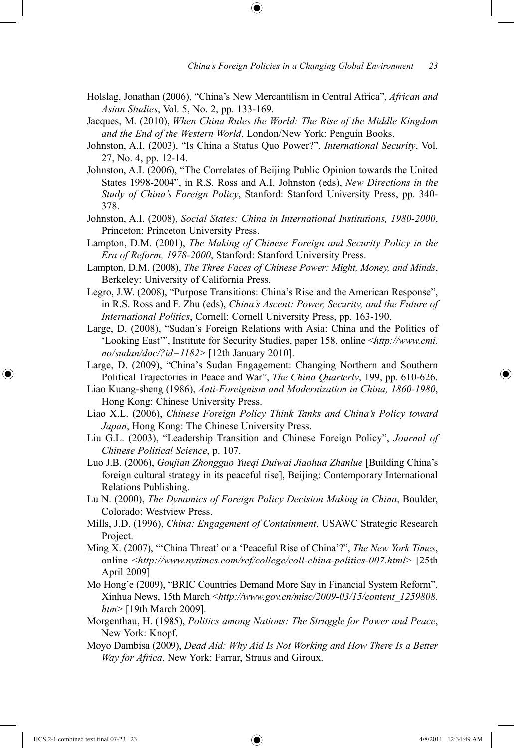Holslag, Jonathan (2006), "China's New Mercantilism in Central Africa", *African and Asian Studies*, Vol. 5, No. 2, pp. 133-169.

Jacques, M. (2010), *When China Rules the World: The Rise of the Middle Kingdom and the End of the Western World*, London/New York: Penguin Books.

Johnston, A.I. (2003), "Is China a Status Quo Power?", *International Security*, Vol. 27, No. 4, pp. 12-14.

Johnston, A.I. (2006), "The Correlates of Beijing Public Opinion towards the United States 1998-2004", in R.S. Ross and A.I. Johnston (eds), *New Directions in the Study of China's Foreign Policy*, Stanford: Stanford University Press, pp. 340-378.

Johnston, A.I. (2008), *Social States: China in International Institutions, 1980-2000*, Princeton: Princeton University Press.

Lampton, D.M. (2001), *The Making of Chinese Foreign and Security Policy in the Era of Reform, 1978-2000*, Stanford: Stanford University Press.

Lampton, D.M. (2008), *The Three Faces of Chinese Power: Might, Money, and Minds*, Berkeley: University of California Press.

Legro, J.W. (2008), "Purpose Transitions: China's Rise and the American Response", in R.S. Ross and F. Zhu (eds), *China's Ascent: Power, Security, and the Future of International Politics*, Cornell: Cornell University Press, pp. 163-190.

Large, D. (2008), "Sudan's Foreign Relations with Asia: China and the Politics of 'Looking East'", Institute for Security Studies, paper 158, online <*http://www.cmi.no/sudan/doc/?id=1182*> [12th January 2010].

Large, D. (2009), "China's Sudan Engagement: Changing Northern and Southern Political Trajectories in Peace and War", *The China Quarterly*, 199, pp. 610-626.

Liao Kuang-sheng (1986), *Anti-Foreignism and Modernization in China, 1860-1980*, Hong Kong: Chinese University Press.

Liao X.L. (2006), *Chinese Foreign Policy Think Tanks and China's Policy toward Japan*, Hong Kong: The Chinese University Press.

Liu G.L. (2003), "Leadership Transition and Chinese Foreign Policy", *Journal of Chinese Political Science*, p. 107.

Luo J.B. (2006), *Goujian Zhongguo Yueqi Duiwai Jiaohua Zhanlue* [Building China's foreign cultural strategy in its peaceful rise], Beijing: Contemporary International Relations Publishing.

Lu N. (2000), *The Dynamics of Foreign Policy Decision Making in China*, Boulder, Colorado: Westview Press.

Mills, J.D. (1996), *China: Engagement of Containment*, USAWC Strategic Research Project.

Ming X. (2007), "'China Threat' or a 'Peaceful Rise of China'?", *The New York Times*, online <*http://www.nytimes.com/ref/college/coll-china-politics-007.html*> [25th April 2009]

Mo Hong'e (2009), "BRIC Countries Demand More Say in Financial System Reform", Xinhua News, 15th March <*http://www.gov.cn/misc/2009-03/15/content_1259808.htm*> [19th March 2009].

Morgenthau, H. (1985), *Politics among Nations: The Struggle for Power and Peace*, New York: Knopf.

Moyo Dambisa (2009), *Dead Aid: Why Aid Is Not Working and How There Is a Better Way for Africa*, New York: Farrar, Straus and Giroux.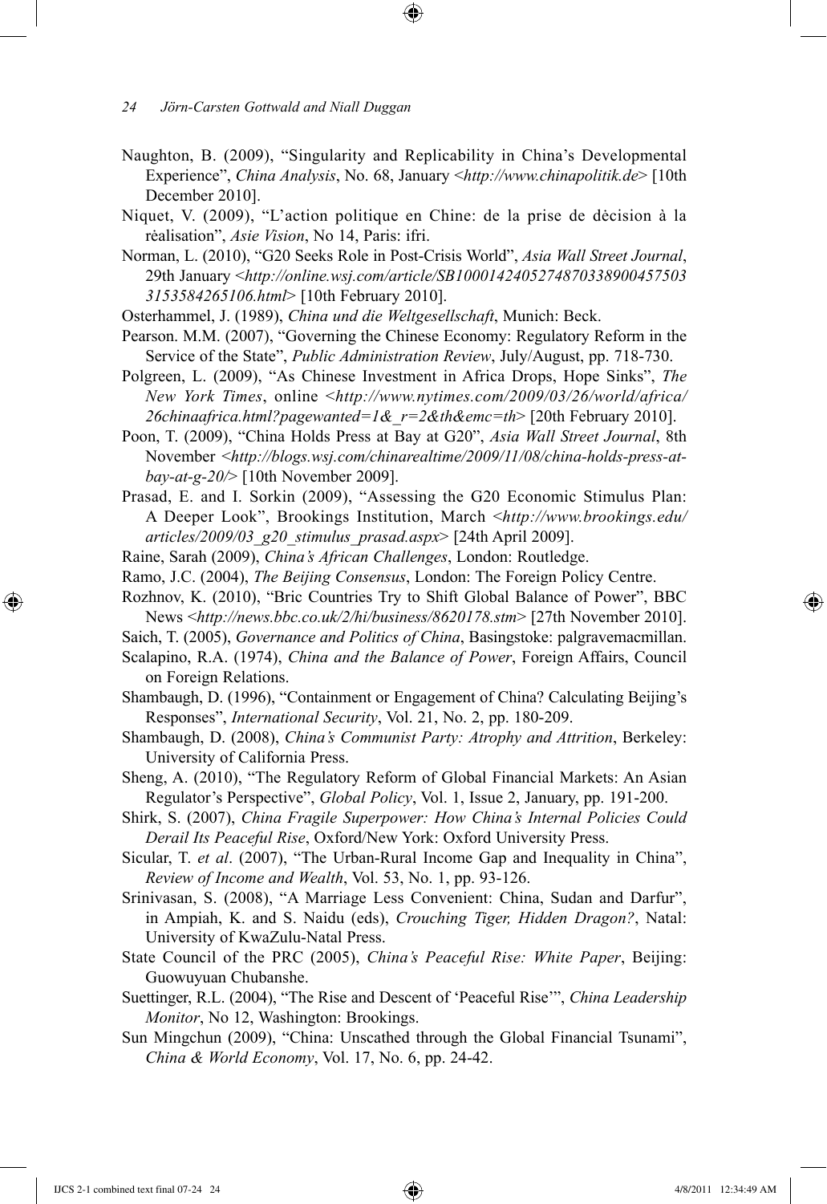Naughton, B. (2009), "Singularity and Replicability in China's Developmental Experience", *China Analysis*, No. 68, January <*http://www.chinapolitik.de*> [10th December 2010].

Niquet, V. (2009), "L'action politique en Chine: de la prise de dècision à la rèalisation", *Asie Vision*, No 14, Paris: ifri.

Norman, L. (2010), "G20 Seeks Role in Post-Crisis World", *Asia Wall Street Journal*, 29th January <*http://online.wsj.com/article/SB10001424052748703389004575033153584265106.html*> [10th February 2010].

Osterhammel, J. (1989), *China und die Weltgesellschaft*, Munich: Beck.

Pearson. M.M. (2007), "Governing the Chinese Economy: Regulatory Reform in the Service of the State", *Public Administration Review*, July/August, pp. 718-730.

Polgreen, L. (2009), "As Chinese Investment in Africa Drops, Hope Sinks", *The New York Times*, online <*http://www.nytimes.com/2009/03/26/world/africa/26chinaafrica.html?pagewanted=1&_r=2&th&emc=th*> [20th February 2010].

Poon, T. (2009), "China Holds Press at Bay at G20", *Asia Wall Street Journal*, 8th November <*http://blogs.wsj.com/chinarealtime/2009/11/08/china-holds-press-at-bay-at-g-20/*> [10th November 2009].

Prasad, E. and I. Sorkin (2009), "Assessing the G20 Economic Stimulus Plan: A Deeper Look", Brookings Institution, March <*http://www.brookings.edu/articles/2009/03_g20_stimulus_prasad.aspx*> [24th April 2009].

Raine, Sarah (2009), *China's African Challenges*, London: Routledge.

Ramo, J.C. (2004), *The Beijing Consensus*, London: The Foreign Policy Centre.

Rozhnov, K. (2010), "Bric Countries Try to Shift Global Balance of Power", BBC News <*http://news.bbc.co.uk/2/hi/business/8620178.stm*> [27th November 2010].

Saich, T. (2005), *Governance and Politics of China*, Basingstoke: palgravemacmillan.

Scalapino, R.A. (1974), *China and the Balance of Power*, Foreign Affairs, Council on Foreign Relations.

Shambaugh, D. (1996), "Containment or Engagement of China? Calculating Beijing's Responses", *International Security*, Vol. 21, No. 2, pp. 180-209.

Shambaugh, D. (2008), *China's Communist Party: Atrophy and Attrition*, Berkeley: University of California Press.

Sheng, A. (2010), "The Regulatory Reform of Global Financial Markets: An Asian Regulator's Perspective", *Global Policy*, Vol. 1, Issue 2, January, pp. 191-200.

Shirk, S. (2007), *China Fragile Superpower: How China's Internal Policies Could Derail Its Peaceful Rise*, Oxford/New York: Oxford University Press.

Sicular, T. *et al*. (2007), "The Urban-Rural Income Gap and Inequality in China", *Review of Income and Wealth*, Vol. 53, No. 1, pp. 93-126.

Srinivasan, S. (2008), "A Marriage Less Convenient: China, Sudan and Darfur", in Ampiah, K. and S. Naidu (eds), *Crouching Tiger, Hidden Dragon?*, Natal: University of KwaZulu-Natal Press.

State Council of the PRC (2005), *China's Peaceful Rise: White Paper*, Beijing: Guowuyuan Chubanshe.

Suettinger, R.L. (2004), "The Rise and Descent of 'Peaceful Rise'", *China Leadership Monitor*, No 12, Washington: Brookings.

Sun Mingchun (2009), "China: Unscathed through the Global Financial Tsunami", *China & World Economy*, Vol. 17, No. 6, pp. 24-42.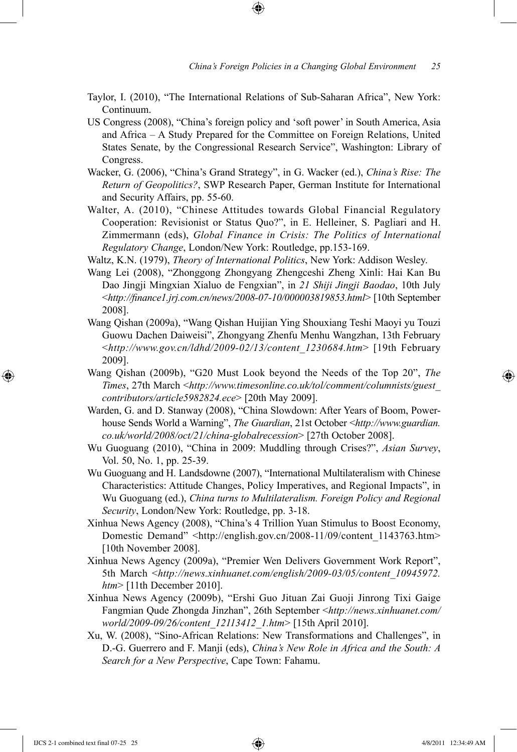Taylor, I. (2010), "The International Relations of Sub-Saharan Africa", New York: Continuum.

US Congress (2008), "China's foreign policy and 'soft power' in South America, Asia and Africa – A Study Prepared for the Committee on Foreign Relations, United States Senate, by the Congressional Research Service", Washington: Library of Congress.

Wacker, G. (2006), "China's Grand Strategy", in G. Wacker (ed.), *China's Rise: The Return of Geopolitics?*, SWP Research Paper, German Institute for International and Security Affairs, pp. 55-60.

Walter, A. (2010), "Chinese Attitudes towards Global Financial Regulatory Cooperation: Revisionist or Status Quo?", in E. Helleiner, S. Pagliari and H. Zimmermann (eds), *Global Finance in Crisis: The Politics of International Regulatory Change*, London/New York: Routledge, pp.153-169.

Waltz, K.N. (1979), *Theory of International Politics*, New York: Addison Wesley.

Wang Lei (2008), "Zhonggong Zhongyang Zhengceshi Zheng Xinli: Hai Kan Bu Dao Jingji Mingxian Xialuo de Fengxian", in *21 Shiji Jingji Baodao*, 10th July <*http://finance1.jrj.com.cn/news/2008-07-10/000003819853.html*> [10th September 2008].

Wang Qishan (2009a), "Wang Qishan Huijian Ying Shouxiang Teshi Maoyi yu Touzi Guowu Dachen Daiweisi", Zhongyang Zhenfu Menhu Wangzhan, 13th February <*http://www.gov.cn/ldhd/2009-02/13/content_1230684.htm*> [19th February 2009].

Wang Qishan (2009b), "G20 Must Look beyond the Needs of the Top 20", *The Times*, 27th March <*http://www.timesonline.co.uk/tol/comment/columnists/guest_contributors/article5982824.ece*> [20th May 2009].

Warden, G. and D. Stanway (2008), "China Slowdown: After Years of Boom, Powerhouse Sends World a Warning", *The Guardian*, 21st October <*http://www.guardian.co.uk/world/2008/oct/21/china-globalrecession*> [27th October 2008].

Wu Guoguang (2010), "China in 2009: Muddling through Crises?", *Asian Survey*, Vol. 50, No. 1, pp. 25-39.

Wu Guoguang and H. Landsdowne (2007), "International Multilateralism with Chinese Characteristics: Attitude Changes, Policy Imperatives, and Regional Impacts", in Wu Guoguang (ed.), *China turns to Multilateralism. Foreign Policy and Regional Security*, London/New York: Routledge, pp. 3-18.

Xinhua News Agency (2008), "China's 4 Trillion Yuan Stimulus to Boost Economy, Domestic Demand" <http://english.gov.cn/2008-11/09/content_1143763.htm> [10th November 2008].

Xinhua News Agency (2009a), "Premier Wen Delivers Government Work Report", 5th March <*http://news.xinhuanet.com/english/2009-03/05/content_10945972.htm*> [11th December 2010].

Xinhua News Agency (2009b), "Ershi Guo Jituan Zai Guoji Jinrong Tixi Gaige Fangmian Qude Zhongda Jinzhan", 26th September <*http://news.xinhuanet.com/world/2009-09/26/content_12113412_1.htm*> [15th April 2010].

Xu, W. (2008), "Sino-African Relations: New Transformations and Challenges", in D.-G. Guerrero and F. Manji (eds), *China's New Role in Africa and the South: A Search for a New Perspective*, Cape Town: Fahamu.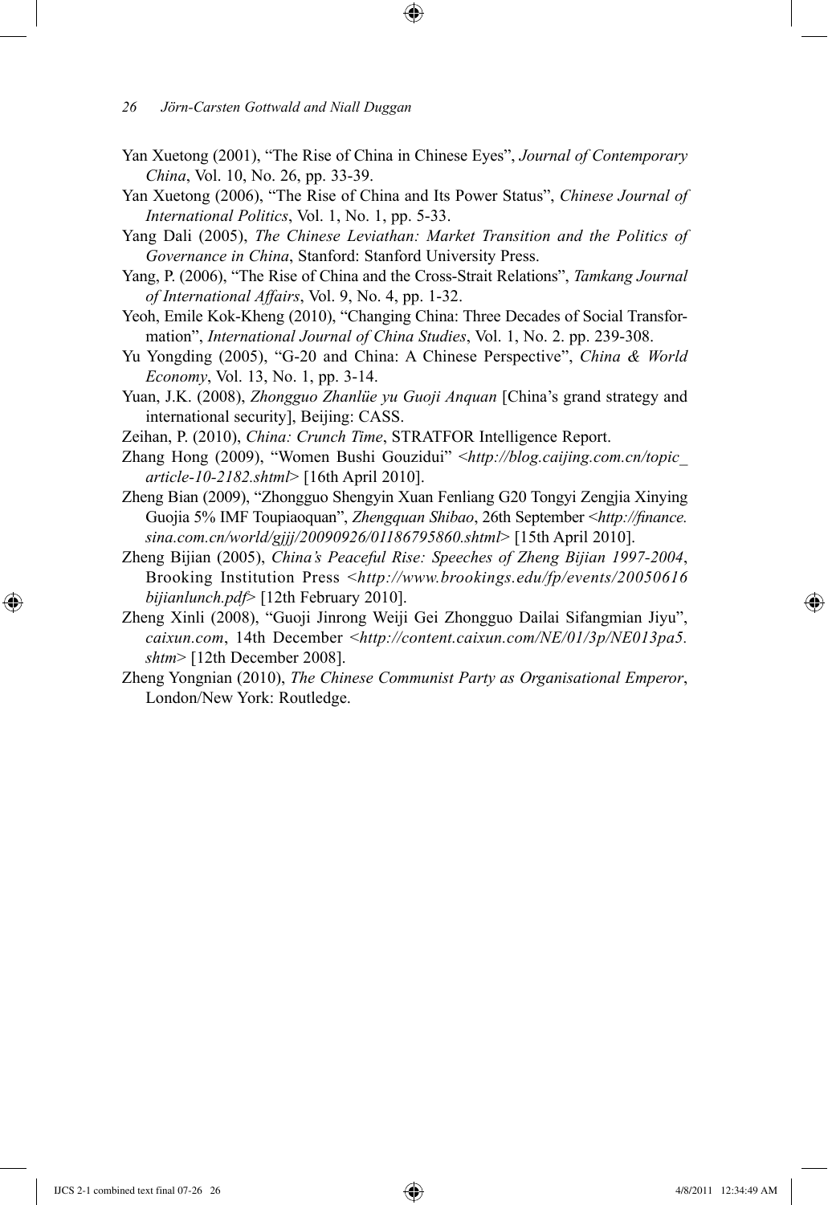Yan Xuetong (2001), "The Rise of China in Chinese Eyes", *Journal of Contemporary China*, Vol. 10, No. 26, pp. 33-39.

Yan Xuetong (2006), "The Rise of China and Its Power Status", *Chinese Journal of International Politics*, Vol. 1, No. 1, pp. 5-33.

Yang Dali (2005), *The Chinese Leviathan: Market Transition and the Politics of Governance in China*, Stanford: Stanford University Press.

Yang, P. (2006), "The Rise of China and the Cross-Strait Relations", *Tamkang Journal of International Affairs*, Vol. 9, No. 4, pp. 1-32.

Yeoh, Emile Kok-Kheng (2010), "Changing China: Three Decades of Social Transformation", *International Journal of China Studies*, Vol. 1, No. 2. pp. 239-308.

Yu Yongding (2005), "G-20 and China: A Chinese Perspective", *China & World Economy*, Vol. 13, No. 1, pp. 3-14.

Yuan, J.K. (2008), *Zhongguo Zhanlüe yu Guoji Anquan* [China's grand strategy and international security], Beijing: CASS.

Zeihan, P. (2010), *China: Crunch Time*, STRATFOR Intelligence Report.

Zhang Hong (2009), "Women Bushi Gouzidui" <*http://blog.caijing.com.cn/topic_article-10-2182.shtml*> [16th April 2010].

Zheng Bian (2009), "Zhongguo Shengyin Xuan Fenliang G20 Tongyi Zengjia Xinying Guojia 5% IMF Toupiaoquan", *Zhengquan Shibao*, 26th September <*http://finance.sina.com.cn/world/gjjj/20090926/01186795860.shtml*> [15th April 2010].

Zheng Bijian (2005), *China's Peaceful Rise: Speeches of Zheng Bijian 1997-2004*, Brooking Institution Press <*http://www.brookings.edu/fp/events/20050616bijianlunch.pdf*> [12th February 2010].

Zheng Xinli (2008), "Guoji Jinrong Weiji Gei Zhongguo Dailai Sifangmian Jiyu", *caixun.com*, 14th December <*http://content.caixun.com/NE/01/3p/NE013pa5.shtm*> [12th December 2008].

Zheng Yongnian (2010), *The Chinese Communist Party as Organisational Emperor*, London/New York: Routledge.